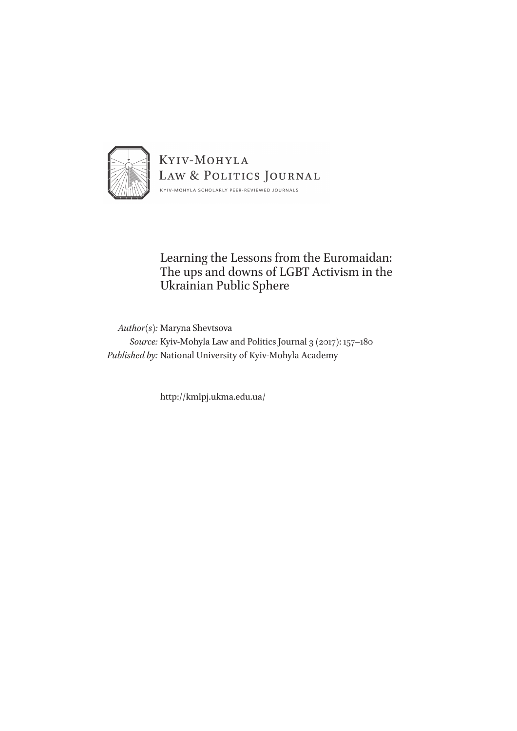Kyiv-Mohyla
Law & Politics Journal

KYIV-MOHYLA SCHOLARLY PEER-REVIEWED JOURNALS

# Learning the Lessons from the Euromaidan: The ups and downs of LGBT Activism in the Ukrainian Public Sphere

*Author(s):* Maryna Shevtsova
*Source:* Kyiv-Mohyla Law and Politics Journal 3 (2017): 157–180
*Published by:* National University of Kyiv-Mohyla Academy

http://kmlpj.ukma.edu.ua/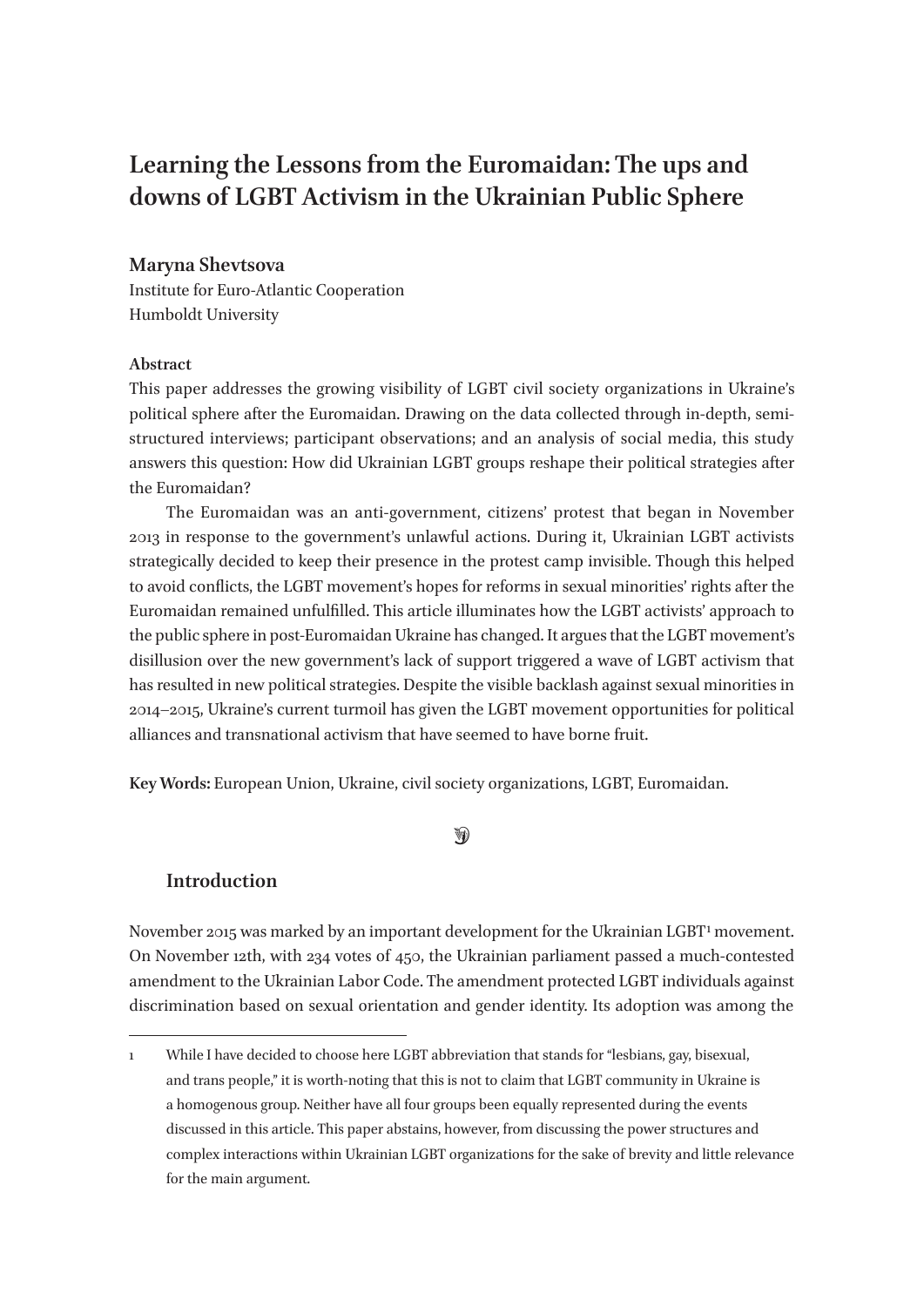# Learning the Lessons from the Euromaidan: The ups and downs of LGBT Activism in the Ukrainian Public Sphere

**Maryna Shevtsova**
Institute for Euro-Atlantic Cooperation
Humboldt University

**Abstract**

This paper addresses the growing visibility of LGBT civil society organizations in Ukraine's political sphere after the Euromaidan. Drawing on the data collected through in-depth, semi-structured interviews; participant observations; and an analysis of social media, this study answers this question: How did Ukrainian LGBT groups reshape their political strategies after the Euromaidan?

The Euromaidan was an anti-government, citizens' protest that began in November 2013 in response to the government's unlawful actions. During it, Ukrainian LGBT activists strategically decided to keep their presence in the protest camp invisible. Though this helped to avoid conflicts, the LGBT movement's hopes for reforms in sexual minorities' rights after the Euromaidan remained unfulfilled. This article illuminates how the LGBT activists' approach to the public sphere in post-Euromaidan Ukraine has changed. It argues that the LGBT movement's disillusion over the new government's lack of support triggered a wave of LGBT activism that has resulted in new political strategies. Despite the visible backlash against sexual minorities in 2014–2015, Ukraine's current turmoil has given the LGBT movement opportunities for political alliances and transnational activism that have seemed to have borne fruit.

**Key Words:** European Union, Ukraine, civil society organizations, LGBT, Euromaidan.

## Introduction

November 2015 was marked by an important development for the Ukrainian LGBT[1] movement. On November 12th, with 234 votes of 450, the Ukrainian parliament passed a much-contested amendment to the Ukrainian Labor Code. The amendment protected LGBT individuals against discrimination based on sexual orientation and gender identity. Its adoption was among the

---

1 While I have decided to choose here LGBT abbreviation that stands for "lesbians, gay, bisexual, and trans people," it is worth-noting that this is not to claim that LGBT community in Ukraine is a homogenous group. Neither have all four groups been equally represented during the events discussed in this article. This paper abstains, however, from discussing the power structures and complex interactions within Ukrainian LGBT organizations for the sake of brevity and little relevance for the main argument.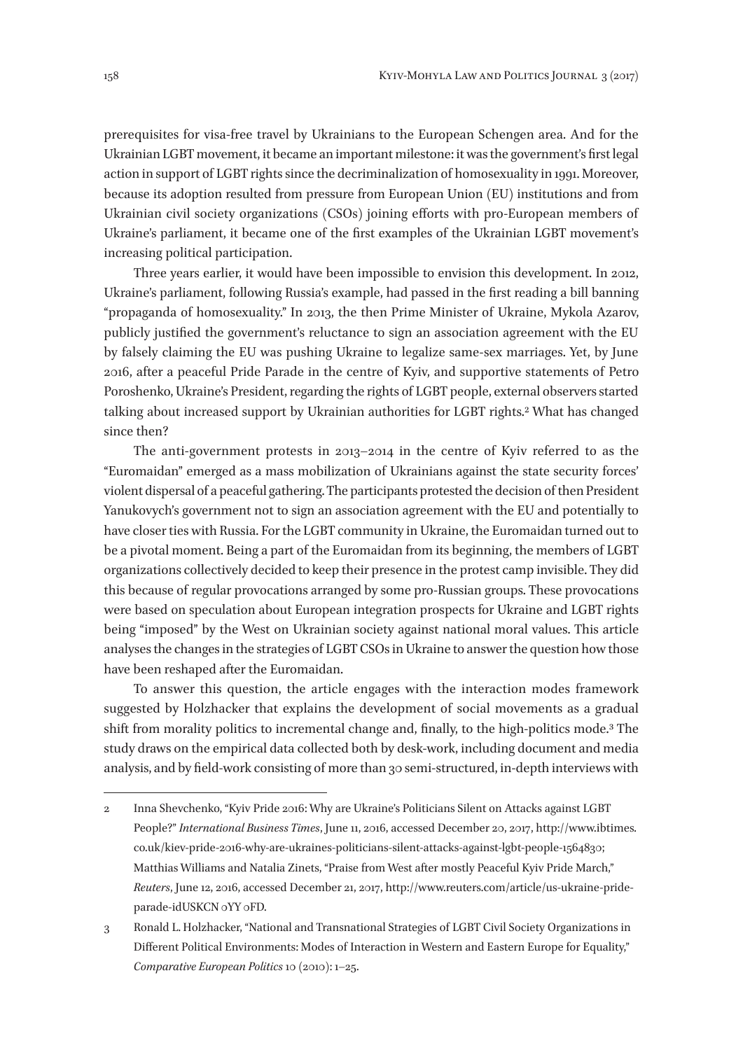prerequisites for visa-free travel by Ukrainians to the European Schengen area. And for the Ukrainian LGBT movement, it became an important milestone: it was the government's first legal action in support of LGBT rights since the decriminalization of homosexuality in 1991. Moreover, because its adoption resulted from pressure from European Union (EU) institutions and from Ukrainian civil society organizations (CSOs) joining efforts with pro-European members of Ukraine's parliament, it became one of the first examples of the Ukrainian LGBT movement's increasing political participation.

Three years earlier, it would have been impossible to envision this development. In 2012, Ukraine's parliament, following Russia's example, had passed in the first reading a bill banning "propaganda of homosexuality." In 2013, the then Prime Minister of Ukraine, Mykola Azarov, publicly justified the government's reluctance to sign an association agreement with the EU by falsely claiming the EU was pushing Ukraine to legalize same-sex marriages. Yet, by June 2016, after a peaceful Pride Parade in the centre of Kyiv, and supportive statements of Petro Poroshenko, Ukraine's President, regarding the rights of LGBT people, external observers started talking about increased support by Ukrainian authorities for LGBT rights.[2] What has changed since then?

The anti-government protests in 2013–2014 in the centre of Kyiv referred to as the "Euromaidan" emerged as a mass mobilization of Ukrainians against the state security forces' violent dispersal of a peaceful gathering. The participants protested the decision of then President Yanukovych's government not to sign an association agreement with the EU and potentially to have closer ties with Russia. For the LGBT community in Ukraine, the Euromaidan turned out to be a pivotal moment. Being a part of the Euromaidan from its beginning, the members of LGBT organizations collectively decided to keep their presence in the protest camp invisible. They did this because of regular provocations arranged by some pro-Russian groups. These provocations were based on speculation about European integration prospects for Ukraine and LGBT rights being "imposed" by the West on Ukrainian society against national moral values. This article analyses the changes in the strategies of LGBT CSOs in Ukraine to answer the question how those have been reshaped after the Euromaidan.

To answer this question, the article engages with the interaction modes framework suggested by Holzhacker that explains the development of social movements as a gradual shift from morality politics to incremental change and, finally, to the high-politics mode.[3] The study draws on the empirical data collected both by desk-work, including document and media analysis, and by field-work consisting of more than 30 semi-structured, in-depth interviews with

---

2 Inna Shevchenko, "Kyiv Pride 2016: Why are Ukraine's Politicians Silent on Attacks against LGBT People?" *International Business Times*, June 11, 2016, accessed December 20, 2017, http://www.ibtimes.co.uk/kiev-pride-2016-why-are-ukraines-politicians-silent-attacks-against-lgbt-people-1564830; Matthias Williams and Natalia Zinets, "Praise from West after mostly Peaceful Kyiv Pride March," *Reuters*, June 12, 2016, accessed December 21, 2017, http://www.reuters.com/article/us-ukraine-pride-parade-idUSKCN 0YY 0FD.

3 Ronald L. Holzhacker, "National and Transnational Strategies of LGBT Civil Society Organizations in Different Political Environments: Modes of Interaction in Western and Eastern Europe for Equality," *Comparative European Politics* 10 (2010): 1–25.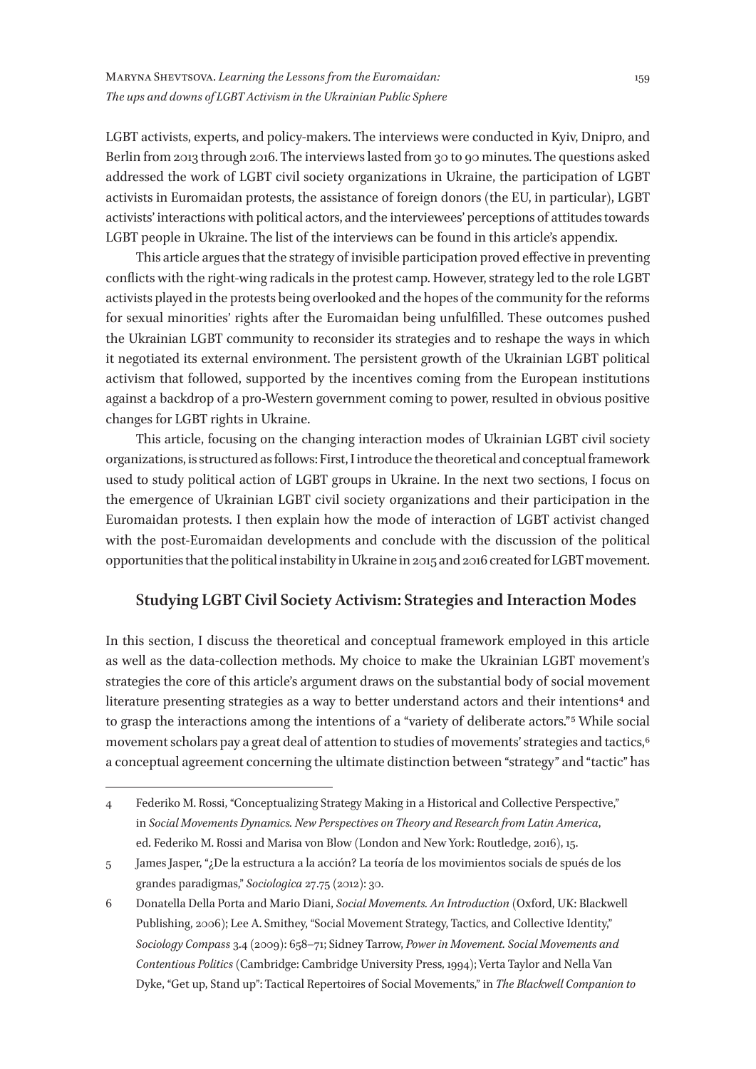LGBT activists, experts, and policy-makers. The interviews were conducted in Kyiv, Dnipro, and Berlin from 2013 through 2016. The interviews lasted from 30 to 90 minutes. The questions asked addressed the work of LGBT civil society organizations in Ukraine, the participation of LGBT activists in Euromaidan protests, the assistance of foreign donors (the EU, in particular), LGBT activists' interactions with political actors, and the interviewees' perceptions of attitudes towards LGBT people in Ukraine. The list of the interviews can be found in this article's appendix.

This article argues that the strategy of invisible participation proved effective in preventing conflicts with the right-wing radicals in the protest camp. However, strategy led to the role LGBT activists played in the protests being overlooked and the hopes of the community for the reforms for sexual minorities' rights after the Euromaidan being unfulfilled. These outcomes pushed the Ukrainian LGBT community to reconsider its strategies and to reshape the ways in which it negotiated its external environment. The persistent growth of the Ukrainian LGBT political activism that followed, supported by the incentives coming from the European institutions against a backdrop of a pro-Western government coming to power, resulted in obvious positive changes for LGBT rights in Ukraine.

This article, focusing on the changing interaction modes of Ukrainian LGBT civil society organizations, is structured as follows: First, I introduce the theoretical and conceptual framework used to study political action of LGBT groups in Ukraine. In the next two sections, I focus on the emergence of Ukrainian LGBT civil society organizations and their participation in the Euromaidan protests. I then explain how the mode of interaction of LGBT activist changed with the post-Euromaidan developments and conclude with the discussion of the political opportunities that the political instability in Ukraine in 2015 and 2016 created for LGBT movement.

## Studying LGBT Civil Society Activism: Strategies and Interaction Modes

In this section, I discuss the theoretical and conceptual framework employed in this article as well as the data-collection methods. My choice to make the Ukrainian LGBT movement's strategies the core of this article's argument draws on the substantial body of social movement literature presenting strategies as a way to better understand actors and their intentions[4] and to grasp the interactions among the intentions of a "variety of deliberate actors."[5] While social movement scholars pay a great deal of attention to studies of movements' strategies and tactics,[6] a conceptual agreement concerning the ultimate distinction between "strategy" and "tactic" has

---

4 Federiko M. Rossi, "Conceptualizing Strategy Making in a Historical and Collective Perspective," in *Social Movements Dynamics. New Perspectives on Theory and Research from Latin America*, ed. Federiko M. Rossi and Marisa von Blow (London and New York: Routledge, 2016), 15.

5 James Jasper, "¿De la estructura a la acción? La teoría de los movimientos socials de spués de los grandes paradigmas," *Sociologica* 27.75 (2012): 30.

6 Donatella Della Porta and Mario Diani, *Social Movements. An Introduction* (Oxford, UK: Blackwell Publishing, 2006); Lee A. Smithey, "Social Movement Strategy, Tactics, and Collective Identity," *Sociology Compass* 3.4 (2009): 658–71; Sidney Tarrow, *Power in Movement. Social Movements and Contentious Politics* (Cambridge: Cambridge University Press, 1994); Verta Taylor and Nella Van Dyke, "Get up, Stand up": Tactical Repertoires of Social Movements," in *The Blackwell Companion to*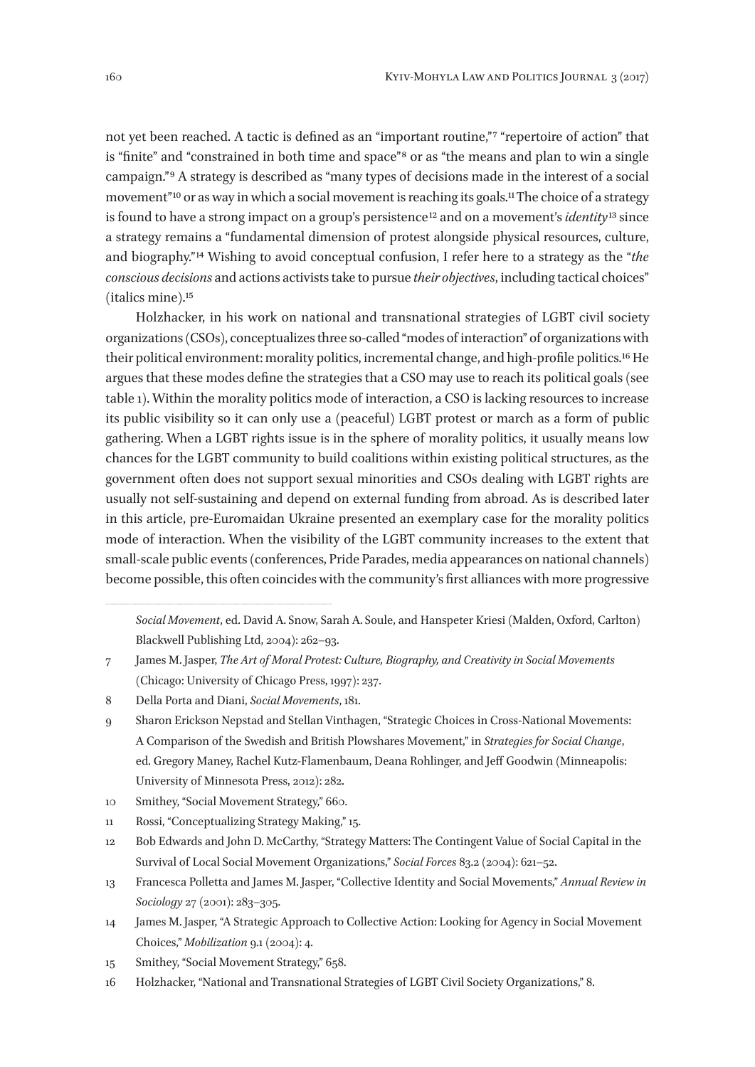not yet been reached. A tactic is defined as an "important routine,"[7] "repertoire of action" that is "finite" and "constrained in both time and space"[8] or as "the means and plan to win a single campaign."[9] A strategy is described as "many types of decisions made in the interest of a social movement"[10] or as way in which a social movement is reaching its goals.[11] The choice of a strategy is found to have a strong impact on a group's persistence[12] and on a movement's *identity*[13] since a strategy remains a "fundamental dimension of protest alongside physical resources, culture, and biography."[14] Wishing to avoid conceptual confusion, I refer here to a strategy as the "*the conscious decisions* and actions activists take to pursue *their objectives*, including tactical choices" (italics mine).[15]

Holzhacker, in his work on national and transnational strategies of LGBT civil society organizations (CSOs), conceptualizes three so-called "modes of interaction" of organizations with their political environment: morality politics, incremental change, and high-profile politics.[16] He argues that these modes define the strategies that a CSO may use to reach its political goals (see table 1). Within the morality politics mode of interaction, a CSO is lacking resources to increase its public visibility so it can only use a (peaceful) LGBT protest or march as a form of public gathering. When a LGBT rights issue is in the sphere of morality politics, it usually means low chances for the LGBT community to build coalitions within existing political structures, as the government often does not support sexual minorities and CSOs dealing with LGBT rights are usually not self-sustaining and depend on external funding from abroad. As is described later in this article, pre-Euromaidan Ukraine presented an exemplary case for the morality politics mode of interaction. When the visibility of the LGBT community increases to the extent that small-scale public events (conferences, Pride Parades, media appearances on national channels) become possible, this often coincides with the community's first alliances with more progressive

*Social Movement*, ed. David A. Snow, Sarah A. Soule, and Hanspeter Kriesi (Malden, Oxford, Carlton) Blackwell Publishing Ltd, 2004): 262–93.

7 James M. Jasper, *The Art of Moral Protest: Culture, Biography, and Creativity in Social Movements* (Chicago: University of Chicago Press, 1997): 237.

8 Della Porta and Diani, *Social Movements*, 181.

9 Sharon Erickson Nepstad and Stellan Vinthagen, "Strategic Choices in Cross-National Movements: A Comparison of the Swedish and British Plowshares Movement," in *Strategies for Social Change*, ed. Gregory Maney, Rachel Kutz-Flamenbaum, Deana Rohlinger, and Jeff Goodwin (Minneapolis: University of Minnesota Press, 2012): 282.

10 Smithey, "Social Movement Strategy," 660.

11 Rossi, "Conceptualizing Strategy Making," 15.

12 Bob Edwards and John D. McCarthy, "Strategy Matters: The Contingent Value of Social Capital in the Survival of Local Social Movement Organizations," *Social Forces* 83.2 (2004): 621–52.

13 Francesca Polletta and James M. Jasper, "Collective Identity and Social Movements," *Annual Review in Sociology* 27 (2001): 283–305.

14 James M. Jasper, "A Strategic Approach to Collective Action: Looking for Agency in Social Movement Choices," *Mobilization* 9.1 (2004): 4.

15 Smithey, "Social Movement Strategy," 658.

16 Holzhacker, "National and Transnational Strategies of LGBT Civil Society Organizations," 8.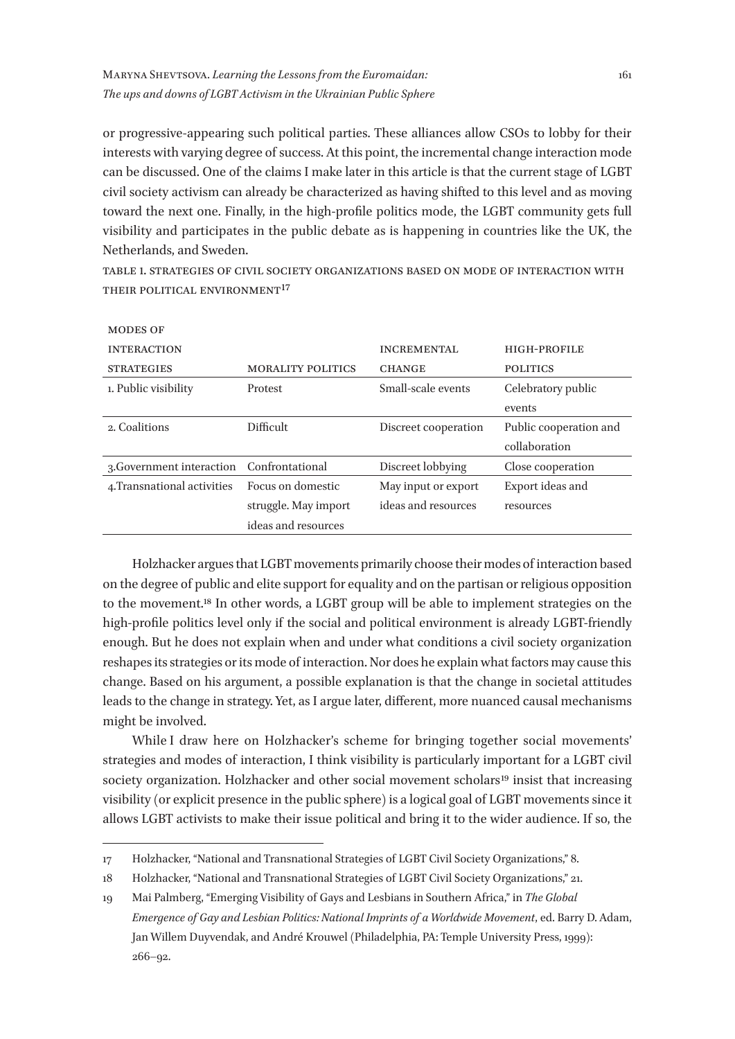or progressive-appearing such political parties. These alliances allow CSOs to lobby for their interests with varying degree of success. At this point, the incremental change interaction mode can be discussed. One of the claims I make later in this article is that the current stage of LGBT civil society activism can already be characterized as having shifted to this level and as moving toward the next one. Finally, in the high-profile politics mode, the LGBT community gets full visibility and participates in the public debate as is happening in countries like the UK, the Netherlands, and Sweden.

TABLE 1. STRATEGIES OF CIVIL SOCIETY ORGANIZATIONS BASED ON MODE OF INTERACTION WITH THEIR POLITICAL ENVIRONMENT[17]

| MODES OF INTERACTION STRATEGIES | MORALITY POLITICS | INCREMENTAL CHANGE | HIGH-PROFILE POLITICS |
|---|---|---|---|
| 1. Public visibility | Protest | Small-scale events | Celebratory public events |
| 2. Coalitions | Difficult | Discreet cooperation | Public cooperation and collaboration |
| 3.Government interaction | Confrontational | Discreet lobbying | Close cooperation |
| 4.Transnational activities | Focus on domestic struggle. May import ideas and resources | May input or export ideas and resources | Export ideas and resources |

Holzhacker argues that LGBT movements primarily choose their modes of interaction based on the degree of public and elite support for equality and on the partisan or religious opposition to the movement.[18] In other words, a LGBT group will be able to implement strategies on the high-profile politics level only if the social and political environment is already LGBT-friendly enough. But he does not explain when and under what conditions a civil society organization reshapes its strategies or its mode of interaction. Nor does he explain what factors may cause this change. Based on his argument, a possible explanation is that the change in societal attitudes leads to the change in strategy. Yet, as I argue later, different, more nuanced causal mechanisms might be involved.

While I draw here on Holzhacker's scheme for bringing together social movements' strategies and modes of interaction, I think visibility is particularly important for a LGBT civil society organization. Holzhacker and other social movement scholars[19] insist that increasing visibility (or explicit presence in the public sphere) is a logical goal of LGBT movements since it allows LGBT activists to make their issue political and bring it to the wider audience. If so, the

---

17 Holzhacker, "National and Transnational Strategies of LGBT Civil Society Organizations," 8.

18 Holzhacker, "National and Transnational Strategies of LGBT Civil Society Organizations," 21.

19 Mai Palmberg, "Emerging Visibility of Gays and Lesbians in Southern Africa," in *The Global Emergence of Gay and Lesbian Politics: National Imprints of a Worldwide Movement*, ed. Barry D. Adam, Jan Willem Duyvendak, and André Krouwel (Philadelphia, PA: Temple University Press, 1999): 266–92.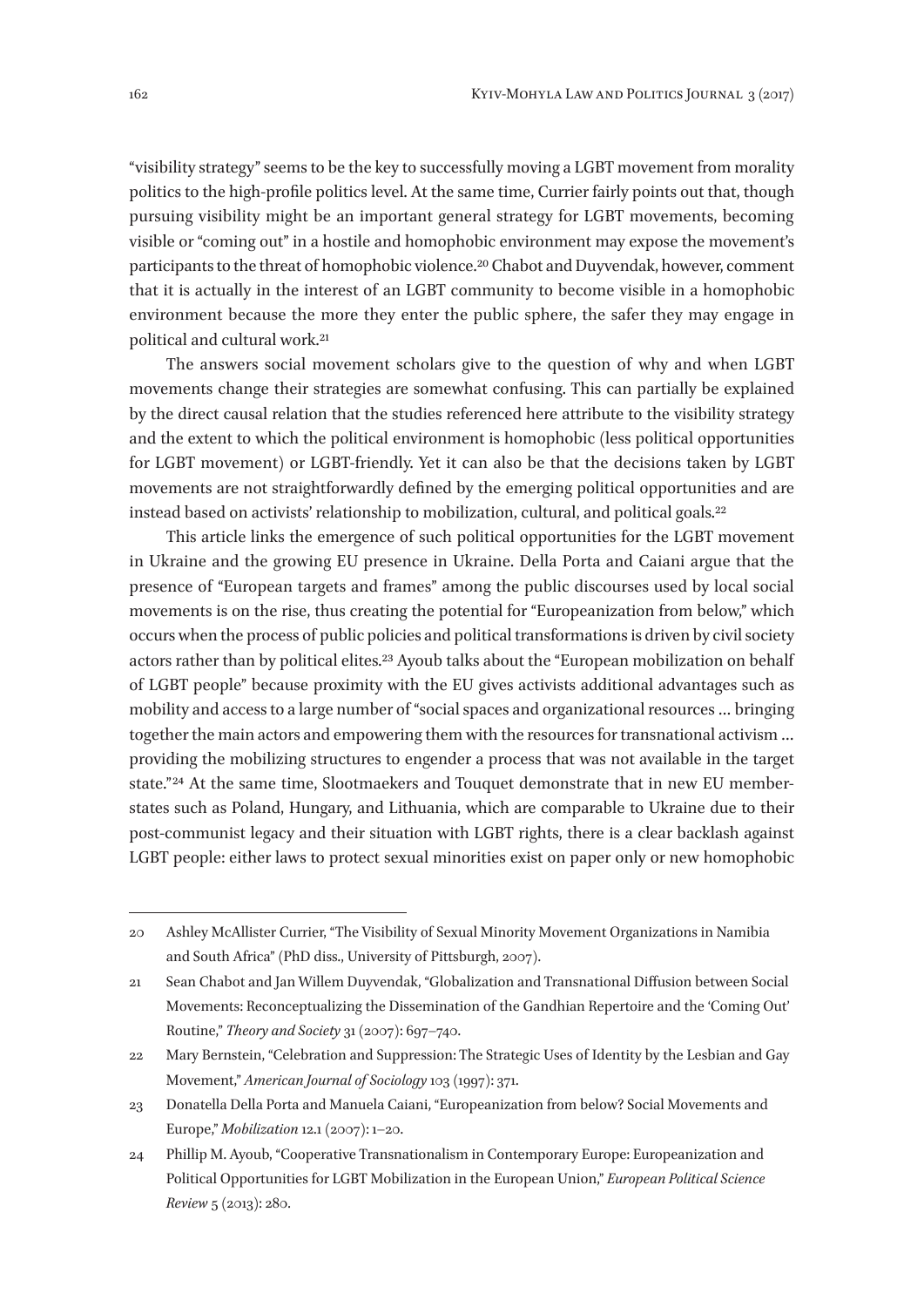"visibility strategy" seems to be the key to successfully moving a LGBT movement from morality politics to the high-profile politics level. At the same time, Currier fairly points out that, though pursuing visibility might be an important general strategy for LGBT movements, becoming visible or "coming out" in a hostile and homophobic environment may expose the movement's participants to the threat of homophobic violence.[20] Chabot and Duyvendak, however, comment that it is actually in the interest of an LGBT community to become visible in a homophobic environment because the more they enter the public sphere, the safer they may engage in political and cultural work.[21]

The answers social movement scholars give to the question of why and when LGBT movements change their strategies are somewhat confusing. This can partially be explained by the direct causal relation that the studies referenced here attribute to the visibility strategy and the extent to which the political environment is homophobic (less political opportunities for LGBT movement) or LGBT-friendly. Yet it can also be that the decisions taken by LGBT movements are not straightforwardly defined by the emerging political opportunities and are instead based on activists' relationship to mobilization, cultural, and political goals.[22]

This article links the emergence of such political opportunities for the LGBT movement in Ukraine and the growing EU presence in Ukraine. Della Porta and Caiani argue that the presence of "European targets and frames" among the public discourses used by local social movements is on the rise, thus creating the potential for "Europeanization from below," which occurs when the process of public policies and political transformations is driven by civil society actors rather than by political elites.[23] Ayoub talks about the "European mobilization on behalf of LGBT people" because proximity with the EU gives activists additional advantages such as mobility and access to a large number of "social spaces and organizational resources … bringing together the main actors and empowering them with the resources for transnational activism … providing the mobilizing structures to engender a process that was not available in the target state."[24] At the same time, Slootmaekers and Touquet demonstrate that in new EU member-states such as Poland, Hungary, and Lithuania, which are comparable to Ukraine due to their post-communist legacy and their situation with LGBT rights, there is a clear backlash against LGBT people: either laws to protect sexual minorities exist on paper only or new homophobic

---

20 Ashley McAllister Currier, "The Visibility of Sexual Minority Movement Organizations in Namibia and South Africa" (PhD diss., University of Pittsburgh, 2007).

21 Sean Chabot and Jan Willem Duyvendak, "Globalization and Transnational Diffusion between Social Movements: Reconceptualizing the Dissemination of the Gandhian Repertoire and the 'Coming Out' Routine," *Theory and Society* 31 (2007): 697–740.

22 Mary Bernstein, "Celebration and Suppression: The Strategic Uses of Identity by the Lesbian and Gay Movement," *American Journal of Sociology* 103 (1997): 371.

23 Donatella Della Porta and Manuela Caiani, "Europeanization from below? Social Movements and Europe," *Mobilization* 12.1 (2007): 1–20.

24 Phillip M. Ayoub, "Cooperative Transnationalism in Contemporary Europe: Europeanization and Political Opportunities for LGBT Mobilization in the European Union," *European Political Science Review* 5 (2013): 280.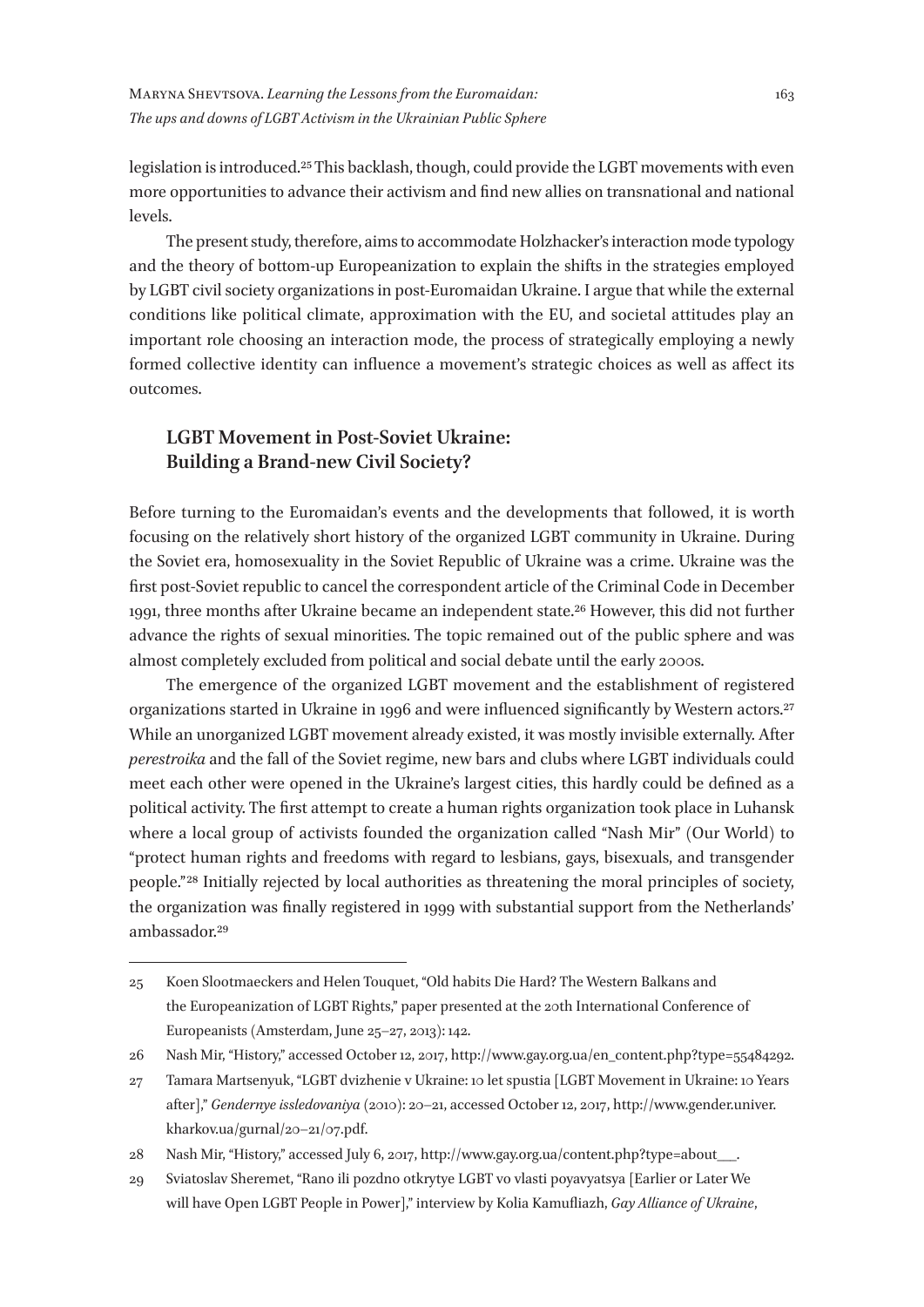legislation is introduced.[25] This backlash, though, could provide the LGBT movements with even more opportunities to advance their activism and find new allies on transnational and national levels.

The present study, therefore, aims to accommodate Holzhacker's interaction mode typology and the theory of bottom-up Europeanization to explain the shifts in the strategies employed by LGBT civil society organizations in post-Euromaidan Ukraine. I argue that while the external conditions like political climate, approximation with the EU, and societal attitudes play an important role choosing an interaction mode, the process of strategically employing a newly formed collective identity can influence a movement's strategic choices as well as affect its outcomes.

## LGBT Movement in Post-Soviet Ukraine: Building a Brand-new Civil Society?

Before turning to the Euromaidan's events and the developments that followed, it is worth focusing on the relatively short history of the organized LGBT community in Ukraine. During the Soviet era, homosexuality in the Soviet Republic of Ukraine was a crime. Ukraine was the first post-Soviet republic to cancel the correspondent article of the Criminal Code in December 1991, three months after Ukraine became an independent state.[26] However, this did not further advance the rights of sexual minorities. The topic remained out of the public sphere and was almost completely excluded from political and social debate until the early 2000s.

The emergence of the organized LGBT movement and the establishment of registered organizations started in Ukraine in 1996 and were influenced significantly by Western actors.[27] While an unorganized LGBT movement already existed, it was mostly invisible externally. After *perestroika* and the fall of the Soviet regime, new bars and clubs where LGBT individuals could meet each other were opened in the Ukraine's largest cities, this hardly could be defined as a political activity. The first attempt to create a human rights organization took place in Luhansk where a local group of activists founded the organization called "Nash Mir" (Our World) to "protect human rights and freedoms with regard to lesbians, gays, bisexuals, and transgender people."[28] Initially rejected by local authorities as threatening the moral principles of society, the organization was finally registered in 1999 with substantial support from the Netherlands' ambassador.[29]

---

25 Koen Slootmaeckers and Helen Touquet, "Old habits Die Hard? The Western Balkans and the Europeanization of LGBT Rights," paper presented at the 20th International Conference of Europeanists (Amsterdam, June 25–27, 2013): 142.

26 Nash Mir, "History," accessed October 12, 2017, http://www.gay.org.ua/en_content.php?type=55484292.

27 Tamara Martsenyuk, "LGBT dvizhenie v Ukraine: 10 let spustia [LGBT Movement in Ukraine: 10 Years after]," *Gendernye issledovaniya* (2010): 20–21, accessed October 12, 2017, http://www.gender.univer.kharkov.ua/gurnal/20–21/07.pdf.

28 Nash Mir, "History," accessed July 6, 2017, http://www.gay.org.ua/content.php?type=about___.

29 Sviatoslav Sheremet, "Rano ili pozdno otkrytye LGBT vo vlasti poyavyatsya [Earlier or Later We will have Open LGBT People in Power]," interview by Kolia Kamufliazh, *Gay Alliance of Ukraine*,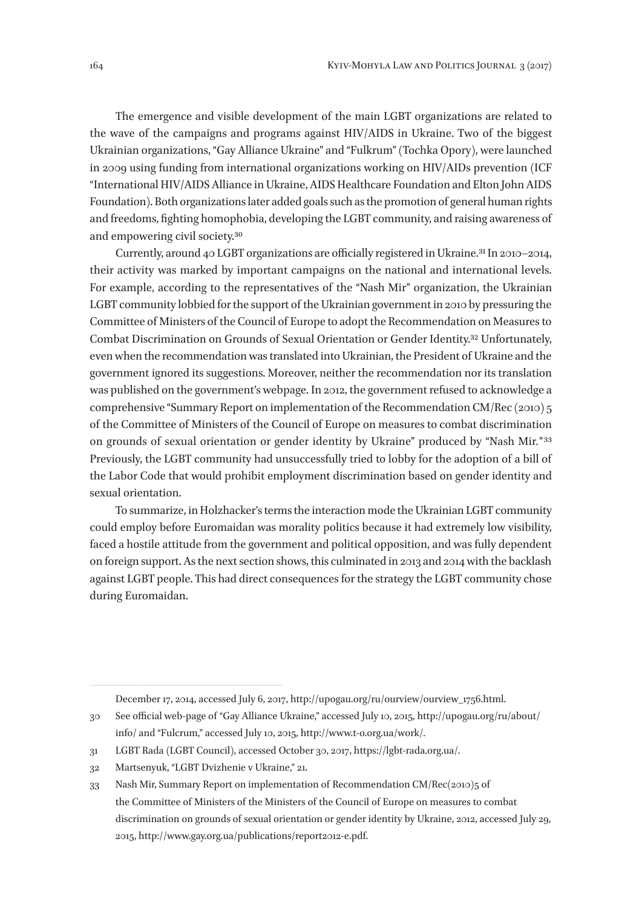The emergence and visible development of the main LGBT organizations are related to the wave of the campaigns and programs against HIV/AIDS in Ukraine. Two of the biggest Ukrainian organizations, "Gay Alliance Ukraine" and "Fulkrum" (Tochka Opory), were launched in 2009 using funding from international organizations working on HIV/AIDs prevention (ICF "International HIV/AIDS Alliance in Ukraine, AIDS Healthcare Foundation and Elton John AIDS Foundation). Both organizations later added goals such as the promotion of general human rights and freedoms, fighting homophobia, developing the LGBT community, and raising awareness of and empowering civil society.[30]

Currently, around 40 LGBT organizations are officially registered in Ukraine.[31] In 2010–2014, their activity was marked by important campaigns on the national and international levels. For example, according to the representatives of the "Nash Mir" organization, the Ukrainian LGBT community lobbied for the support of the Ukrainian government in 2010 by pressuring the Committee of Ministers of the Council of Europe to adopt the Recommendation on Measures to Combat Discrimination on Grounds of Sexual Orientation or Gender Identity.[32] Unfortunately, even when the recommendation was translated into Ukrainian, the President of Ukraine and the government ignored its suggestions. Moreover, neither the recommendation nor its translation was published on the government's webpage. In 2012, the government refused to acknowledge a comprehensive "Summary Report on implementation of the Recommendation CM/Rec (2010) 5 of the Committee of Ministers of the Council of Europe on measures to combat discrimination on grounds of sexual orientation or gender identity by Ukraine" produced by "Nash Mir."[33] Previously, the LGBT community had unsuccessfully tried to lobby for the adoption of a bill of the Labor Code that would prohibit employment discrimination based on gender identity and sexual orientation.

To summarize, in Holzhacker's terms the interaction mode the Ukrainian LGBT community could employ before Euromaidan was morality politics because it had extremely low visibility, faced a hostile attitude from the government and political opposition, and was fully dependent on foreign support. As the next section shows, this culminated in 2013 and 2014 with the backlash against LGBT people. This had direct consequences for the strategy the LGBT community chose during Euromaidan.

---

December 17, 2014, accessed July 6, 2017, http://upogau.org/ru/ourview/ourview_1756.html.

30 See official web-page of "Gay Alliance Ukraine," accessed July 10, 2015, http://upogau.org/ru/about/info/ and "Fulcrum," accessed July 10, 2015, http://www.t-o.org.ua/work/.

31 LGBT Rada (LGBT Council), accessed October 30, 2017, https://lgbt-rada.org.ua/.

32 Martsenyuk, "LGBT Dvizhenie v Ukraine," 21.

33 Nash Mir, Summary Report on implementation of Recommendation CM/Rec(2010)5 of the Committee of Ministers of the Ministers of the Council of Europe on measures to combat discrimination on grounds of sexual orientation or gender identity by Ukraine, 2012, accessed July 29, 2015, http://www.gay.org.ua/publications/report2012-e.pdf.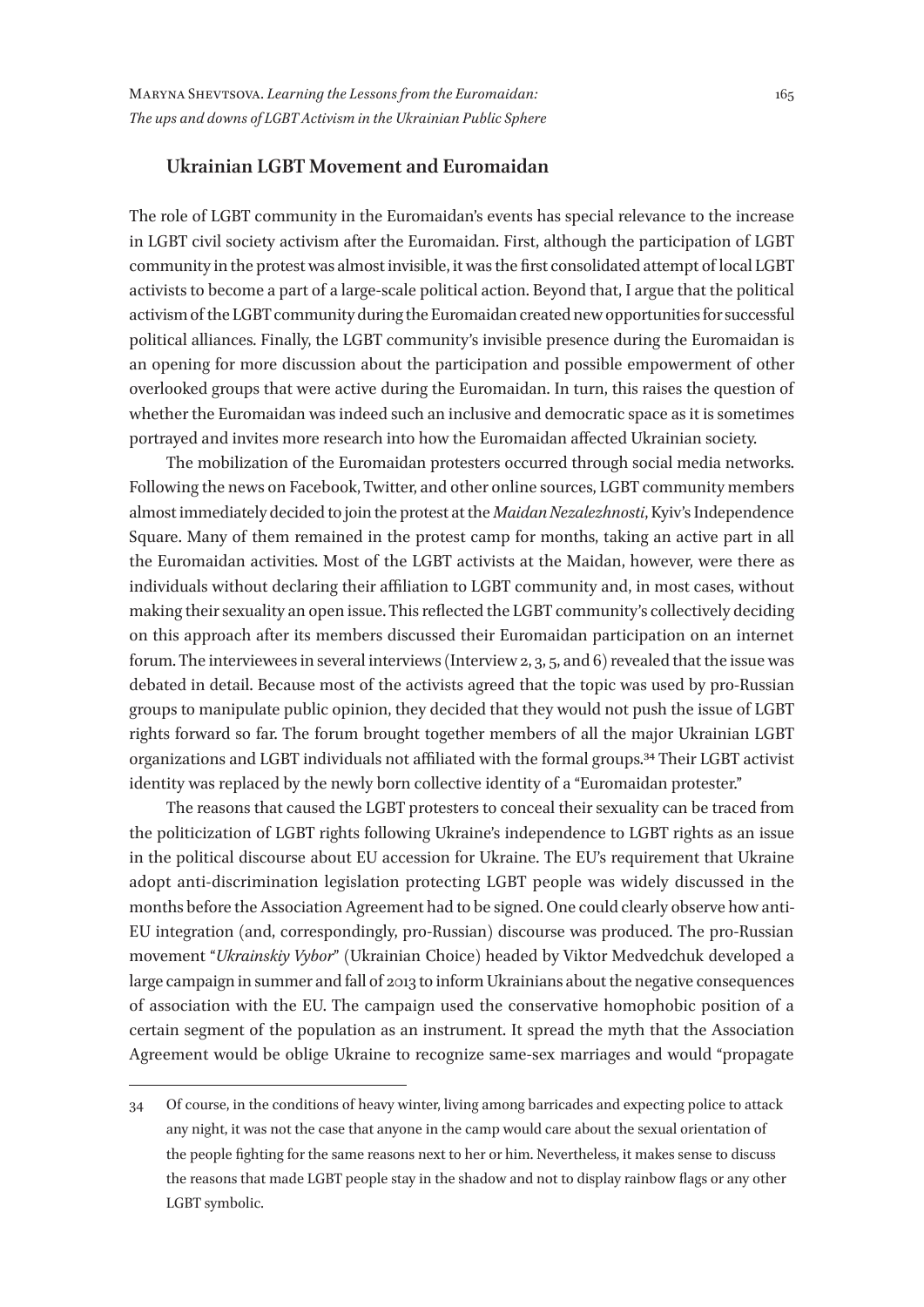## Ukrainian LGBT Movement and Euromaidan

The role of LGBT community in the Euromaidan's events has special relevance to the increase in LGBT civil society activism after the Euromaidan. First, although the participation of LGBT community in the protest was almost invisible, it was the first consolidated attempt of local LGBT activists to become a part of a large-scale political action. Beyond that, I argue that the political activism of the LGBT community during the Euromaidan created new opportunities for successful political alliances. Finally, the LGBT community's invisible presence during the Euromaidan is an opening for more discussion about the participation and possible empowerment of other overlooked groups that were active during the Euromaidan. In turn, this raises the question of whether the Euromaidan was indeed such an inclusive and democratic space as it is sometimes portrayed and invites more research into how the Euromaidan affected Ukrainian society.

The mobilization of the Euromaidan protesters occurred through social media networks. Following the news on Facebook, Twitter, and other online sources, LGBT community members almost immediately decided to join the protest at the *Maidan Nezalezhnosti*, Kyiv's Independence Square. Many of them remained in the protest camp for months, taking an active part in all the Euromaidan activities. Most of the LGBT activists at the Maidan, however, were there as individuals without declaring their affiliation to LGBT community and, in most cases, without making their sexuality an open issue. This reflected the LGBT community's collectively deciding on this approach after its members discussed their Euromaidan participation on an internet forum. The interviewees in several interviews (Interview 2, 3, 5, and 6) revealed that the issue was debated in detail. Because most of the activists agreed that the topic was used by pro-Russian groups to manipulate public opinion, they decided that they would not push the issue of LGBT rights forward so far. The forum brought together members of all the major Ukrainian LGBT organizations and LGBT individuals not affiliated with the formal groups.[34] Their LGBT activist identity was replaced by the newly born collective identity of a "Euromaidan protester."

The reasons that caused the LGBT protesters to conceal their sexuality can be traced from the politicization of LGBT rights following Ukraine's independence to LGBT rights as an issue in the political discourse about EU accession for Ukraine. The EU's requirement that Ukraine adopt anti-discrimination legislation protecting LGBT people was widely discussed in the months before the Association Agreement had to be signed. One could clearly observe how anti-EU integration (and, correspondingly, pro-Russian) discourse was produced. The pro-Russian movement "*Ukrainskiy Vybor*" (Ukrainian Choice) headed by Viktor Medvedchuk developed a large campaign in summer and fall of 2013 to inform Ukrainians about the negative consequences of association with the EU. The campaign used the conservative homophobic position of a certain segment of the population as an instrument. It spread the myth that the Association Agreement would be oblige Ukraine to recognize same-sex marriages and would "propagate

---

34 Of course, in the conditions of heavy winter, living among barricades and expecting police to attack any night, it was not the case that anyone in the camp would care about the sexual orientation of the people fighting for the same reasons next to her or him. Nevertheless, it makes sense to discuss the reasons that made LGBT people stay in the shadow and not to display rainbow flags or any other LGBT symbolic.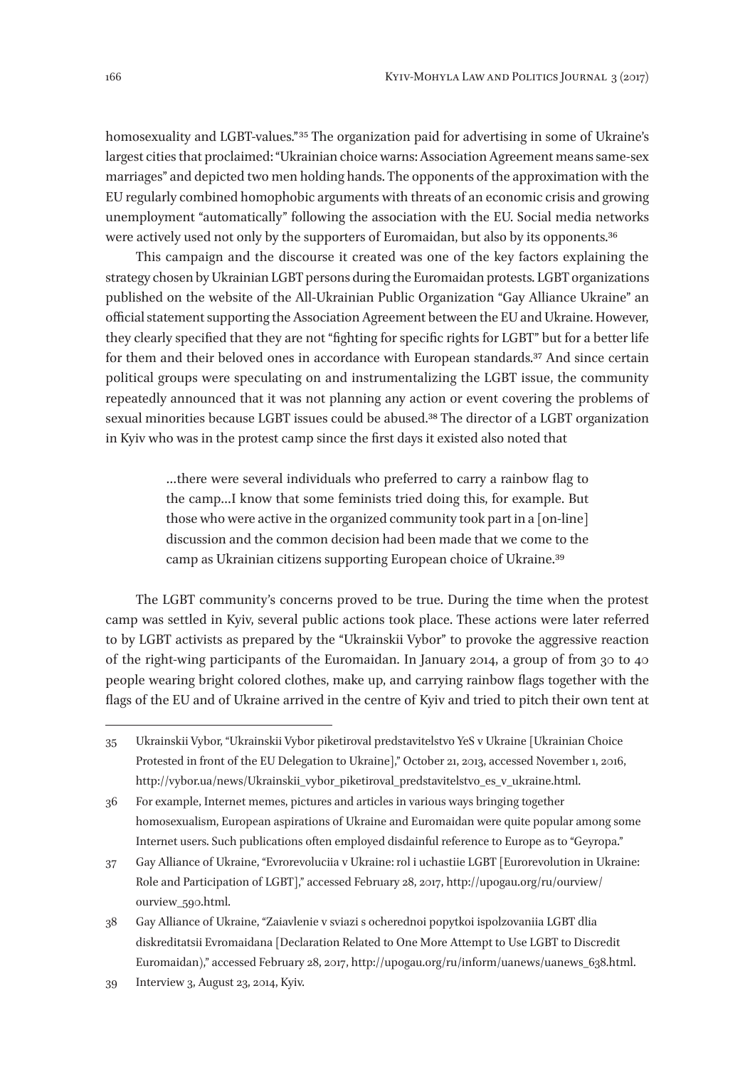homosexuality and LGBT-values."[35] The organization paid for advertising in some of Ukraine's largest cities that proclaimed: "Ukrainian choice warns: Association Agreement means same-sex marriages" and depicted two men holding hands. The opponents of the approximation with the EU regularly combined homophobic arguments with threats of an economic crisis and growing unemployment "automatically" following the association with the EU. Social media networks were actively used not only by the supporters of Euromaidan, but also by its opponents.[36]

This campaign and the discourse it created was one of the key factors explaining the strategy chosen by Ukrainian LGBT persons during the Euromaidan protests. LGBT organizations published on the website of the All-Ukrainian Public Organization "Gay Alliance Ukraine" an official statement supporting the Association Agreement between the EU and Ukraine. However, they clearly specified that they are not "fighting for specific rights for LGBT" but for a better life for them and their beloved ones in accordance with European standards.[37] And since certain political groups were speculating on and instrumentalizing the LGBT issue, the community repeatedly announced that it was not planning any action or event covering the problems of sexual minorities because LGBT issues could be abused.[38] The director of a LGBT organization in Kyiv who was in the protest camp since the first days it existed also noted that

> …there were several individuals who preferred to carry a rainbow flag to the camp…I know that some feminists tried doing this, for example. But those who were active in the organized community took part in a [on-line] discussion and the common decision had been made that we come to the camp as Ukrainian citizens supporting European choice of Ukraine.[39]

The LGBT community's concerns proved to be true. During the time when the protest camp was settled in Kyiv, several public actions took place. These actions were later referred to by LGBT activists as prepared by the "Ukrainskii Vybor" to provoke the aggressive reaction of the right-wing participants of the Euromaidan. In January 2014, a group of from 30 to 40 people wearing bright colored clothes, make up, and carrying rainbow flags together with the flags of the EU and of Ukraine arrived in the centre of Kyiv and tried to pitch their own tent at

---

35 Ukrainskii Vybor, "Ukrainskii Vybor piketiroval predstavitelstvo YeS v Ukraine [Ukrainian Choice Protested in front of the EU Delegation to Ukraine]," October 21, 2013, accessed November 1, 2016, http://vybor.ua/news/Ukrainskii_vybor_piketiroval_predstavitelstvo_es_v_ukraine.html.

36 For example, Internet memes, pictures and articles in various ways bringing together homosexualism, European aspirations of Ukraine and Euromaidan were quite popular among some Internet users. Such publications often employed disdainful reference to Europe as to "Geyropa."

37 Gay Alliance of Ukraine, "Evrorevoluciia v Ukraine: rol i uchastiie LGBT [Eurorevolution in Ukraine: Role and Participation of LGBT]," accessed February 28, 2017, http://upogau.org/ru/ourview/ourview_590.html.

38 Gay Alliance of Ukraine, "Zaiavlenie v sviazi s ocherednoi popytkoi ispolzovaniia LGBT dlia diskreditatsii Evromaidana [Declaration Related to One More Attempt to Use LGBT to Discredit Euromaidan)," accessed February 28, 2017, http://upogau.org/ru/inform/uanews/uanews_638.html.

39 Interview 3, August 23, 2014, Kyiv.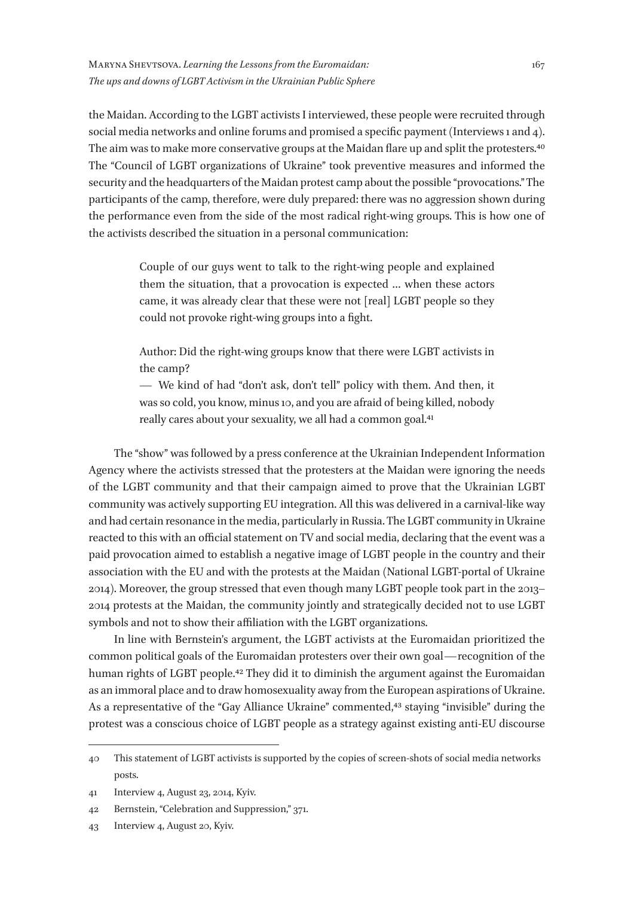the Maidan. According to the LGBT activists I interviewed, these people were recruited through social media networks and online forums and promised a specific payment (Interviews 1 and 4). The aim was to make more conservative groups at the Maidan flare up and split the protesters.[40] The "Council of LGBT organizations of Ukraine" took preventive measures and informed the security and the headquarters of the Maidan protest camp about the possible "provocations." The participants of the camp, therefore, were duly prepared: there was no aggression shown during the performance even from the side of the most radical right-wing groups. This is how one of the activists described the situation in a personal communication:

> Couple of our guys went to talk to the right-wing people and explained them the situation, that a provocation is expected … when these actors came, it was already clear that these were not [real] LGBT people so they could not provoke right-wing groups into a fight.
>
> Author: Did the right-wing groups know that there were LGBT activists in the camp?
>
> — We kind of had "don't ask, don't tell" policy with them. And then, it was so cold, you know, minus 10, and you are afraid of being killed, nobody really cares about your sexuality, we all had a common goal.[41]

The "show" was followed by a press conference at the Ukrainian Independent Information Agency where the activists stressed that the protesters at the Maidan were ignoring the needs of the LGBT community and that their campaign aimed to prove that the Ukrainian LGBT community was actively supporting EU integration. All this was delivered in a carnival-like way and had certain resonance in the media, particularly in Russia. The LGBT community in Ukraine reacted to this with an official statement on TV and social media, declaring that the event was a paid provocation aimed to establish a negative image of LGBT people in the country and their association with the EU and with the protests at the Maidan (National LGBT-portal of Ukraine 2014). Moreover, the group stressed that even though many LGBT people took part in the 2013–2014 protests at the Maidan, the community jointly and strategically decided not to use LGBT symbols and not to show their affiliation with the LGBT organizations.

In line with Bernstein's argument, the LGBT activists at the Euromaidan prioritized the common political goals of the Euromaidan protesters over their own goal—recognition of the human rights of LGBT people.[42] They did it to diminish the argument against the Euromaidan as an immoral place and to draw homosexuality away from the European aspirations of Ukraine. As a representative of the "Gay Alliance Ukraine" commented,[43] staying "invisible" during the protest was a conscious choice of LGBT people as a strategy against existing anti-EU discourse

---

40 This statement of LGBT activists is supported by the copies of screen-shots of social media networks posts.

41 Interview 4, August 23, 2014, Kyiv.

42 Bernstein, "Celebration and Suppression," 371.

43 Interview 4, August 20, Kyiv.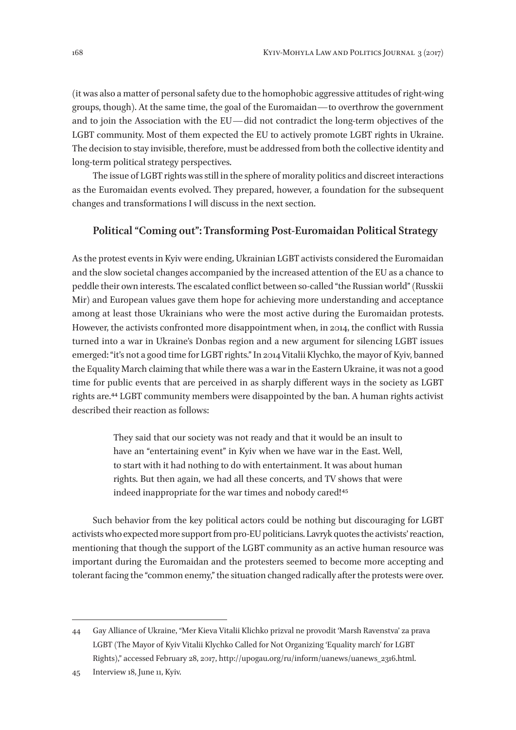(it was also a matter of personal safety due to the homophobic aggressive attitudes of right-wing groups, though). At the same time, the goal of the Euromaidan — to overthrow the government and to join the Association with the EU — did not contradict the long-term objectives of the LGBT community. Most of them expected the EU to actively promote LGBT rights in Ukraine. The decision to stay invisible, therefore, must be addressed from both the collective identity and long-term political strategy perspectives.

The issue of LGBT rights was still in the sphere of morality politics and discreet interactions as the Euromaidan events evolved. They prepared, however, a foundation for the subsequent changes and transformations I will discuss in the next section.

## Political "Coming out": Transforming Post-Euromaidan Political Strategy

As the protest events in Kyiv were ending, Ukrainian LGBT activists considered the Euromaidan and the slow societal changes accompanied by the increased attention of the EU as a chance to peddle their own interests. The escalated conflict between so-called "the Russian world" (Russkii Mir) and European values gave them hope for achieving more understanding and acceptance among at least those Ukrainians who were the most active during the Euromaidan protests. However, the activists confronted more disappointment when, in 2014, the conflict with Russia turned into a war in Ukraine's Donbas region and a new argument for silencing LGBT issues emerged: "it's not a good time for LGBT rights." In 2014 Vitalii Klychko, the mayor of Kyiv, banned the Equality March claiming that while there was a war in the Eastern Ukraine, it was not a good time for public events that are perceived in as sharply different ways in the society as LGBT rights are.[44] LGBT community members were disappointed by the ban. A human rights activist described their reaction as follows:

> They said that our society was not ready and that it would be an insult to have an "entertaining event" in Kyiv when we have war in the East. Well, to start with it had nothing to do with entertainment. It was about human rights. But then again, we had all these concerts, and TV shows that were indeed inappropriate for the war times and nobody cared![45]

Such behavior from the key political actors could be nothing but discouraging for LGBT activists who expected more support from pro-EU politicians. Lavryk quotes the activists' reaction, mentioning that though the support of the LGBT community as an active human resource was important during the Euromaidan and the protesters seemed to become more accepting and tolerant facing the "common enemy," the situation changed radically after the protests were over.

---

44 Gay Alliance of Ukraine, "Mer Kieva Vitalii Klichko prizval ne provodit 'Marsh Ravenstva' za prava LGBT (The Mayor of Kyiv Vitalii Klychko Called for Not Organizing 'Equality march' for LGBT Rights)," accessed February 28, 2017, http://upogau.org/ru/inform/uanews/uanews_2316.html.

45 Interview 18, June 11, Kyiv.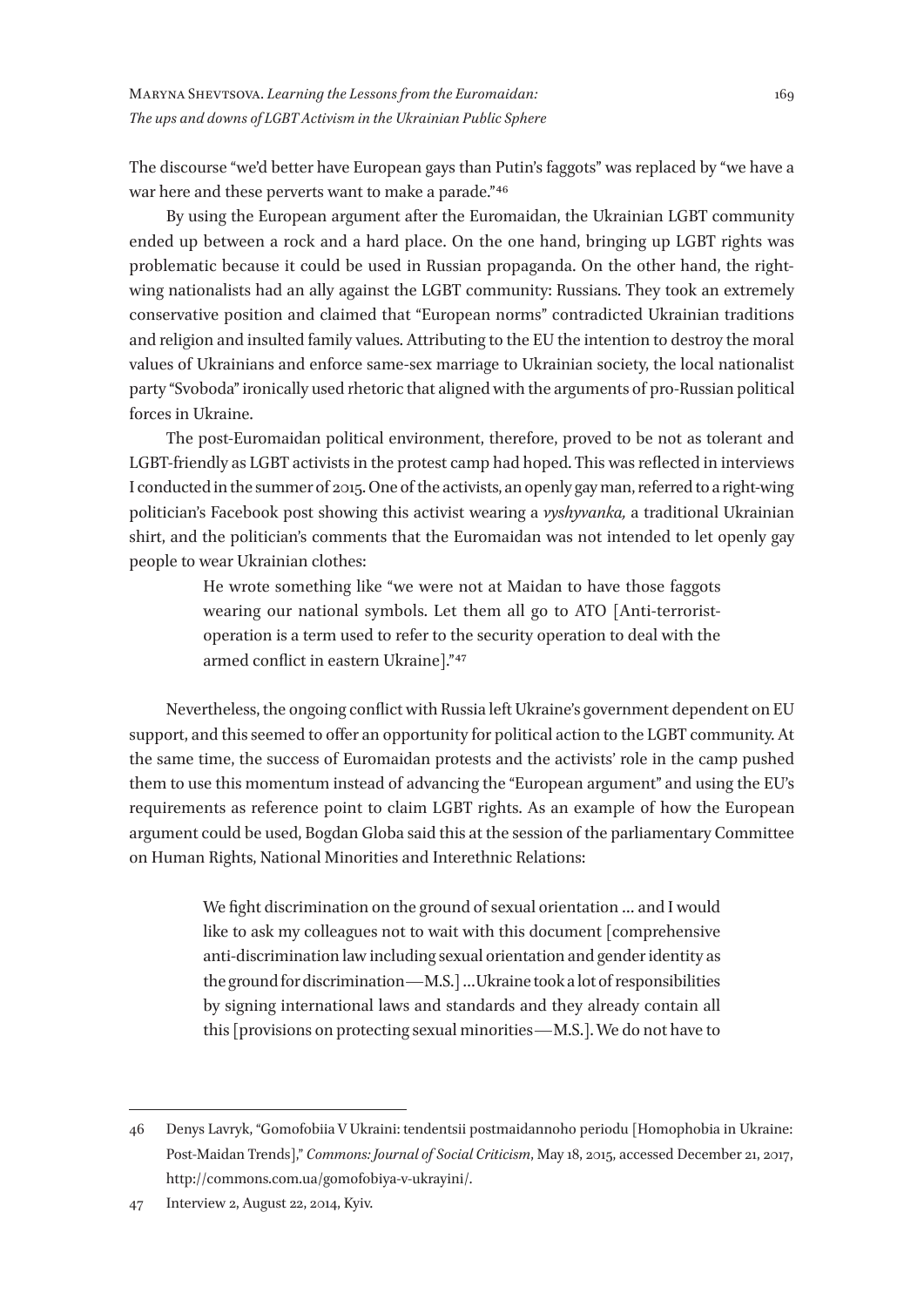The discourse "we'd better have European gays than Putin's faggots" was replaced by "we have a war here and these perverts want to make a parade."[46]

By using the European argument after the Euromaidan, the Ukrainian LGBT community ended up between a rock and a hard place. On the one hand, bringing up LGBT rights was problematic because it could be used in Russian propaganda. On the other hand, the right-wing nationalists had an ally against the LGBT community: Russians. They took an extremely conservative position and claimed that "European norms" contradicted Ukrainian traditions and religion and insulted family values. Attributing to the EU the intention to destroy the moral values of Ukrainians and enforce same-sex marriage to Ukrainian society, the local nationalist party "Svoboda" ironically used rhetoric that aligned with the arguments of pro-Russian political forces in Ukraine.

The post-Euromaidan political environment, therefore, proved to be not as tolerant and LGBT-friendly as LGBT activists in the protest camp had hoped. This was reflected in interviews I conducted in the summer of 2015. One of the activists, an openly gay man, referred to a right-wing politician's Facebook post showing this activist wearing a *vyshyvanka,* a traditional Ukrainian shirt, and the politician's comments that the Euromaidan was not intended to let openly gay people to wear Ukrainian clothes:

> He wrote something like "we were not at Maidan to have those faggots wearing our national symbols. Let them all go to ATO [Anti-terrorist-operation is a term used to refer to the security operation to deal with the armed conflict in eastern Ukraine]."[47]

Nevertheless, the ongoing conflict with Russia left Ukraine's government dependent on EU support, and this seemed to offer an opportunity for political action to the LGBT community. At the same time, the success of Euromaidan protests and the activists' role in the camp pushed them to use this momentum instead of advancing the "European argument" and using the EU's requirements as reference point to claim LGBT rights. As an example of how the European argument could be used, Bogdan Globa said this at the session of the parliamentary Committee on Human Rights, National Minorities and Interethnic Relations:

> We fight discrimination on the ground of sexual orientation … and I would like to ask my colleagues not to wait with this document [comprehensive anti-discrimination law including sexual orientation and gender identity as the ground for discrimination—M.S.] …Ukraine took a lot of responsibilities by signing international laws and standards and they already contain all this [provisions on protecting sexual minorities—M.S.]. We do not have to

---

46 Denys Lavryk, "Gomofobiia V Ukraini: tendentsii postmaidannoho periodu [Homophobia in Ukraine: Post-Maidan Trends]," *Commons: Journal of Social Criticism*, May 18, 2015, accessed December 21, 2017, http://commons.com.ua/gomofobiya-v-ukrayini/.

47 Interview 2, August 22, 2014, Kyiv.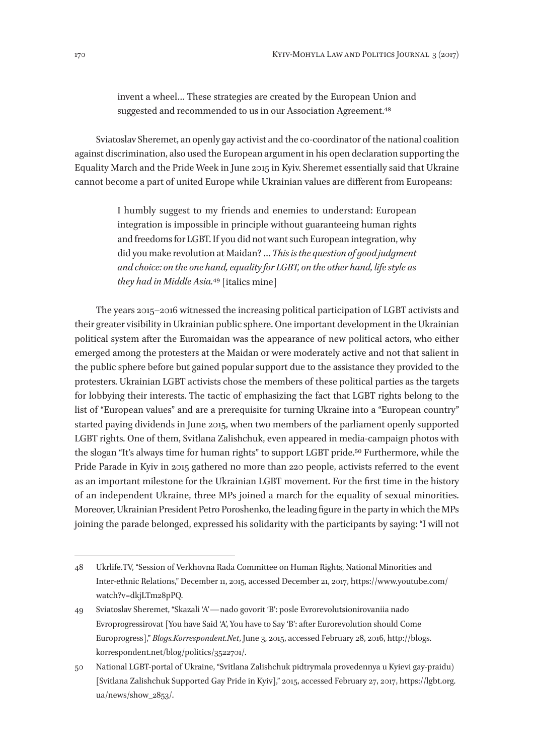> invent a wheel… These strategies are created by the European Union and suggested and recommended to us in our Association Agreement.[48]

Sviatoslav Sheremet, an openly gay activist and the co-coordinator of the national coalition against discrimination, also used the European argument in his open declaration supporting the Equality March and the Pride Week in June 2015 in Kyiv. Sheremet essentially said that Ukraine cannot become a part of united Europe while Ukrainian values are different from Europeans:

> I humbly suggest to my friends and enemies to understand: European integration is impossible in principle without guaranteeing human rights and freedoms for LGBT. If you did not want such European integration, why did you make revolution at Maidan? … *This is the question of good judgment and choice: on the one hand, equality for LGBT, on the other hand, life style as they had in Middle Asia.*[49] [italics mine]

The years 2015–2016 witnessed the increasing political participation of LGBT activists and their greater visibility in Ukrainian public sphere. One important development in the Ukrainian political system after the Euromaidan was the appearance of new political actors, who either emerged among the protesters at the Maidan or were moderately active and not that salient in the public sphere before but gained popular support due to the assistance they provided to the protesters. Ukrainian LGBT activists chose the members of these political parties as the targets for lobbying their interests. The tactic of emphasizing the fact that LGBT rights belong to the list of "European values" and are a prerequisite for turning Ukraine into a "European country" started paying dividends in June 2015, when two members of the parliament openly supported LGBT rights. One of them, Svitlana Zalishchuk, even appeared in media-campaign photos with the slogan "It's always time for human rights" to support LGBT pride.[50] Furthermore, while the Pride Parade in Kyiv in 2015 gathered no more than 220 people, activists referred to the event as an important milestone for the Ukrainian LGBT movement. For the first time in the history of an independent Ukraine, three MPs joined a march for the equality of sexual minorities. Moreover, Ukrainian President Petro Poroshenko, the leading figure in the party in which the MPs joining the parade belonged, expressed his solidarity with the participants by saying: "I will not

---

48 Ukrlife.TV, "Session of Verkhovna Rada Committee on Human Rights, National Minorities and Inter-ethnic Relations," December 11, 2015, accessed December 21, 2017, https://www.youtube.com/watch?v=dkjLTm28pPQ.

49 Sviatoslav Sheremet, "Skazali 'A'—nado govorit 'B': posle Evrorevolutsionirovaniia nado Evroprogressirovat [You have Said 'A', You have to Say 'B': after Eurorevolution should Come Europrogress]," *Blogs.Korrespondent.Net*, June 3, 2015, accessed February 28, 2016, http://blogs.korrespondent.net/blog/politics/3522701/.

50 National LGBT-portal of Ukraine, "Svitlana Zalishchuk pidtrymala provedennya u Kyievi gay-praidu) [Svitlana Zalishchuk Supported Gay Pride in Kyiv]," 2015, accessed February 27, 2017, https://lgbt.org.ua/news/show_2853/.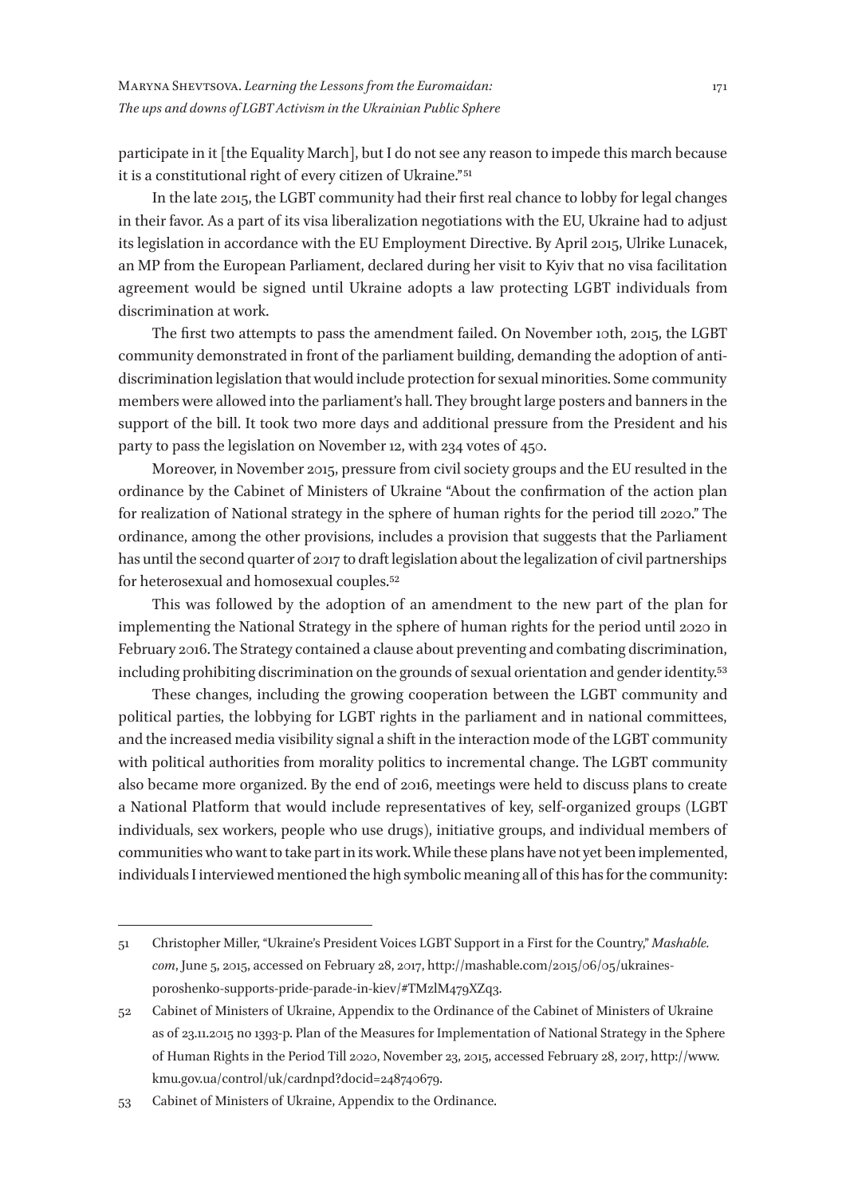participate in it [the Equality March], but I do not see any reason to impede this march because it is a constitutional right of every citizen of Ukraine."[51]

In the late 2015, the LGBT community had their first real chance to lobby for legal changes in their favor. As a part of its visa liberalization negotiations with the EU, Ukraine had to adjust its legislation in accordance with the EU Employment Directive. By April 2015, Ulrike Lunacek, an MP from the European Parliament, declared during her visit to Kyiv that no visa facilitation agreement would be signed until Ukraine adopts a law protecting LGBT individuals from discrimination at work.

The first two attempts to pass the amendment failed. On November 10th, 2015, the LGBT community demonstrated in front of the parliament building, demanding the adoption of anti-discrimination legislation that would include protection for sexual minorities. Some community members were allowed into the parliament's hall. They brought large posters and banners in the support of the bill. It took two more days and additional pressure from the President and his party to pass the legislation on November 12, with 234 votes of 450.

Moreover, in November 2015, pressure from civil society groups and the EU resulted in the ordinance by the Cabinet of Ministers of Ukraine "About the confirmation of the action plan for realization of National strategy in the sphere of human rights for the period till 2020." The ordinance, among the other provisions, includes a provision that suggests that the Parliament has until the second quarter of 2017 to draft legislation about the legalization of civil partnerships for heterosexual and homosexual couples.[52]

This was followed by the adoption of an amendment to the new part of the plan for implementing the National Strategy in the sphere of human rights for the period until 2020 in February 2016. The Strategy contained a clause about preventing and combating discrimination, including prohibiting discrimination on the grounds of sexual orientation and gender identity.[53]

These changes, including the growing cooperation between the LGBT community and political parties, the lobbying for LGBT rights in the parliament and in national committees, and the increased media visibility signal a shift in the interaction mode of the LGBT community with political authorities from morality politics to incremental change. The LGBT community also became more organized. By the end of 2016, meetings were held to discuss plans to create a National Platform that would include representatives of key, self-organized groups (LGBT individuals, sex workers, people who use drugs), initiative groups, and individual members of communities who want to take part in its work. While these plans have not yet been implemented, individuals I interviewed mentioned the high symbolic meaning all of this has for the community:

---

51 Christopher Miller, "Ukraine's President Voices LGBT Support in a First for the Country," *Mashable.com*, June 5, 2015, accessed on February 28, 2017, http://mashable.com/2015/06/05/ukraines-poroshenko-supports-pride-parade-in-kiev/#TMzlM479XZq3.

52 Cabinet of Ministers of Ukraine, Appendix to the Ordinance of the Cabinet of Ministers of Ukraine as of 23.11.2015 no 1393-p. Plan of the Measures for Implementation of National Strategy in the Sphere of Human Rights in the Period Till 2020, November 23, 2015, accessed February 28, 2017, http://www.kmu.gov.ua/control/uk/cardnpd?docid=248740679.

53 Cabinet of Ministers of Ukraine, Appendix to the Ordinance.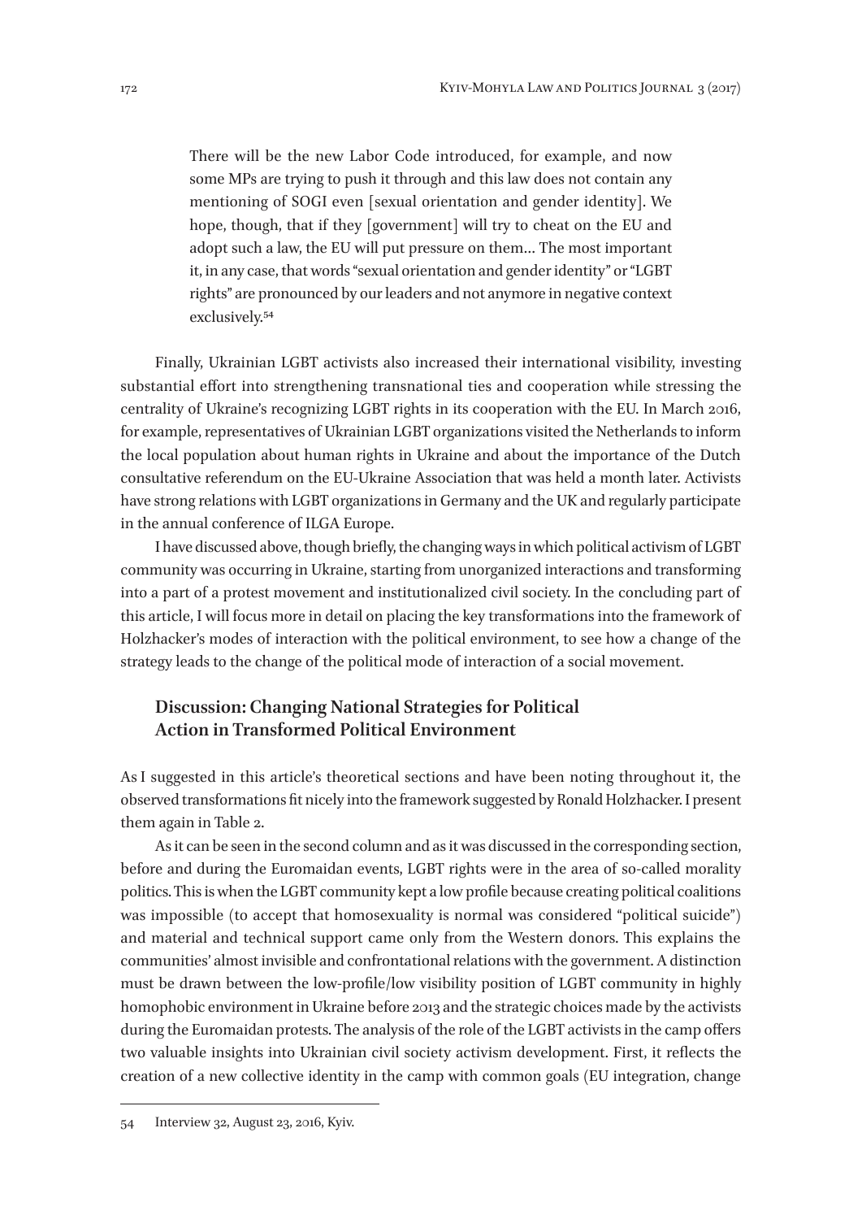> There will be the new Labor Code introduced, for example, and now some MPs are trying to push it through and this law does not contain any mentioning of SOGI even [sexual orientation and gender identity]. We hope, though, that if they [government] will try to cheat on the EU and adopt such a law, the EU will put pressure on them… The most important it, in any case, that words "sexual orientation and gender identity" or "LGBT rights" are pronounced by our leaders and not anymore in negative context exclusively.[54]

Finally, Ukrainian LGBT activists also increased their international visibility, investing substantial effort into strengthening transnational ties and cooperation while stressing the centrality of Ukraine's recognizing LGBT rights in its cooperation with the EU. In March 2016, for example, representatives of Ukrainian LGBT organizations visited the Netherlands to inform the local population about human rights in Ukraine and about the importance of the Dutch consultative referendum on the EU-Ukraine Association that was held a month later. Activists have strong relations with LGBT organizations in Germany and the UK and regularly participate in the annual conference of ILGA Europe.

I have discussed above, though briefly, the changing ways in which political activism of LGBT community was occurring in Ukraine, starting from unorganized interactions and transforming into a part of a protest movement and institutionalized civil society. In the concluding part of this article, I will focus more in detail on placing the key transformations into the framework of Holzhacker's modes of interaction with the political environment, to see how a change of the strategy leads to the change of the political mode of interaction of a social movement.

## Discussion: Changing National Strategies for Political Action in Transformed Political Environment

As I suggested in this article's theoretical sections and have been noting throughout it, the observed transformations fit nicely into the framework suggested by Ronald Holzhacker. I present them again in Table 2.

As it can be seen in the second column and as it was discussed in the corresponding section, before and during the Euromaidan events, LGBT rights were in the area of so-called morality politics. This is when the LGBT community kept a low profile because creating political coalitions was impossible (to accept that homosexuality is normal was considered "political suicide") and material and technical support came only from the Western donors. This explains the communities' almost invisible and confrontational relations with the government. A distinction must be drawn between the low-profile/low visibility position of LGBT community in highly homophobic environment in Ukraine before 2013 and the strategic choices made by the activists during the Euromaidan protests. The analysis of the role of the LGBT activists in the camp offers two valuable insights into Ukrainian civil society activism development. First, it reflects the creation of a new collective identity in the camp with common goals (EU integration, change

---

54 Interview 32, August 23, 2016, Kyiv.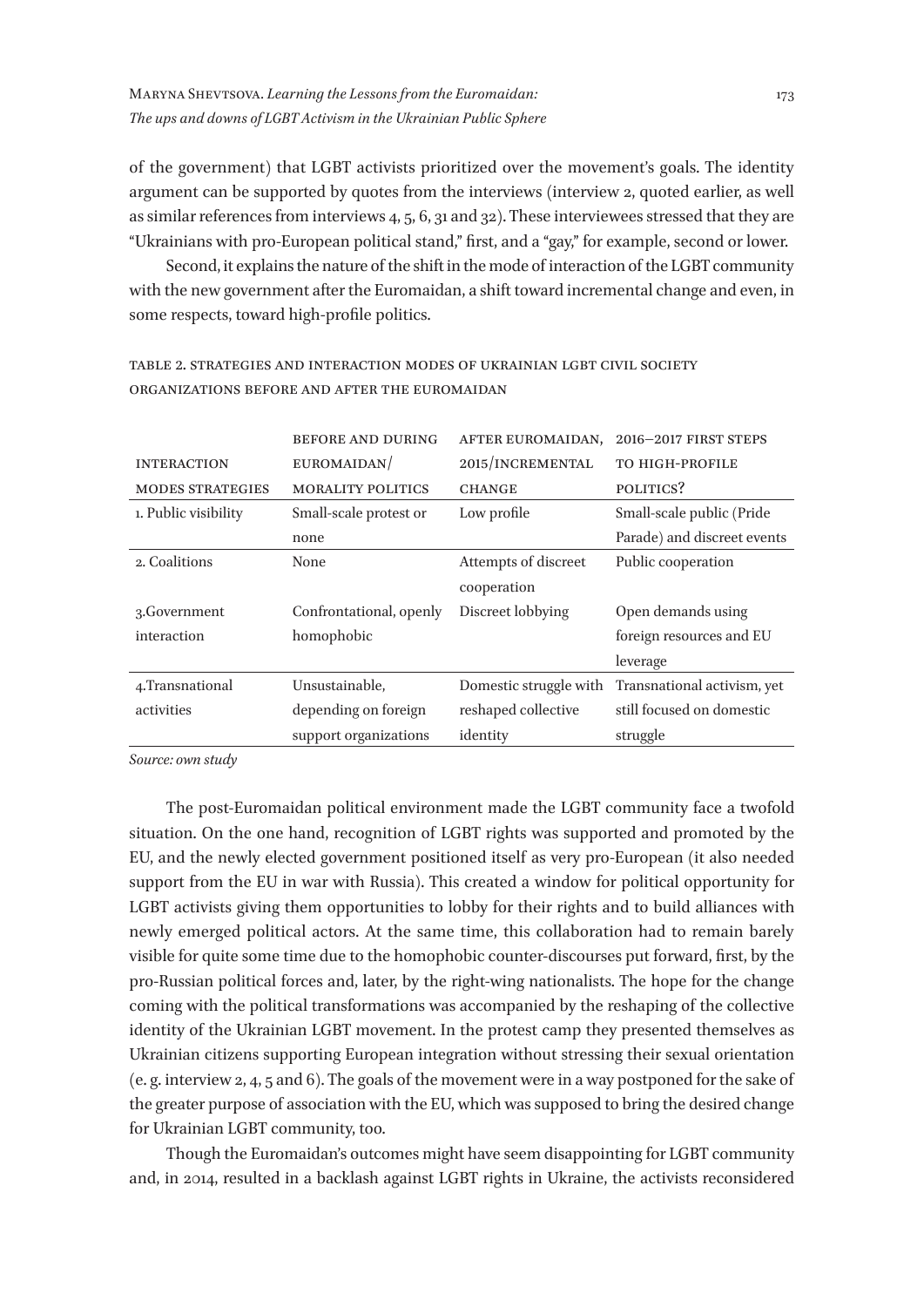of the government) that LGBT activists prioritized over the movement's goals. The identity argument can be supported by quotes from the interviews (interview 2, quoted earlier, as well as similar references from interviews 4, 5, 6, 31 and 32). These interviewees stressed that they are "Ukrainians with pro-European political stand," first, and a "gay," for example, second or lower.

Second, it explains the nature of the shift in the mode of interaction of the LGBT community with the new government after the Euromaidan, a shift toward incremental change and even, in some respects, toward high-profile politics.

TABLE 2. STRATEGIES AND INTERACTION MODES OF UKRAINIAN LGBT CIVIL SOCIETY ORGANIZATIONS BEFORE AND AFTER THE EUROMAIDAN

| INTERACTION MODES STRATEGIES | BEFORE AND DURING EUROMAIDAN/ MORALITY POLITICS | AFTER EUROMAIDAN, 2015/INCREMENTAL CHANGE | 2016–2017 FIRST STEPS TO HIGH-PROFILE POLITICS? |
|---|---|---|---|
| 1. Public visibility | Small-scale protest or none | Low profile | Small-scale public (Pride Parade) and discreet events |
| 2. Coalitions | None | Attempts of discreet cooperation | Public cooperation |
| 3.Government interaction | Confrontational, openly homophobic | Discreet lobbying | Open demands using foreign resources and EU leverage |
| 4.Transnational activities | Unsustainable, depending on foreign support organizations | Domestic struggle with reshaped collective identity | Transnational activism, yet still focused on domestic struggle |

*Source: own study*

The post-Euromaidan political environment made the LGBT community face a twofold situation. On the one hand, recognition of LGBT rights was supported and promoted by the EU, and the newly elected government positioned itself as very pro-European (it also needed support from the EU in war with Russia). This created a window for political opportunity for LGBT activists giving them opportunities to lobby for their rights and to build alliances with newly emerged political actors. At the same time, this collaboration had to remain barely visible for quite some time due to the homophobic counter-discourses put forward, first, by the pro-Russian political forces and, later, by the right-wing nationalists. The hope for the change coming with the political transformations was accompanied by the reshaping of the collective identity of the Ukrainian LGBT movement. In the protest camp they presented themselves as Ukrainian citizens supporting European integration without stressing their sexual orientation (e. g. interview 2, 4, 5 and 6). The goals of the movement were in a way postponed for the sake of the greater purpose of association with the EU, which was supposed to bring the desired change for Ukrainian LGBT community, too.

Though the Euromaidan's outcomes might have seem disappointing for LGBT community and, in 2014, resulted in a backlash against LGBT rights in Ukraine, the activists reconsidered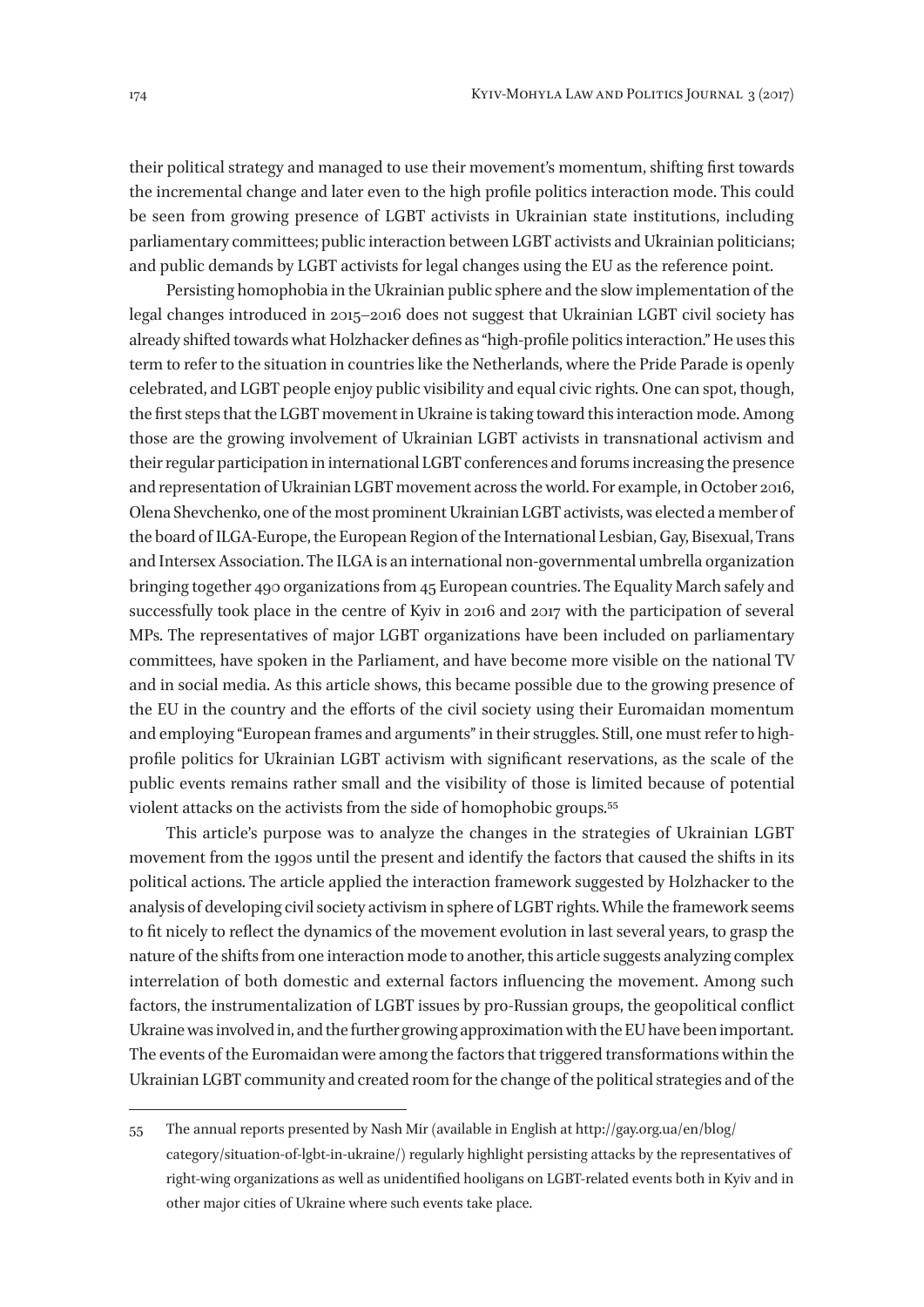their political strategy and managed to use their movement's momentum, shifting first towards the incremental change and later even to the high profile politics interaction mode. This could be seen from growing presence of LGBT activists in Ukrainian state institutions, including parliamentary committees; public interaction between LGBT activists and Ukrainian politicians; and public demands by LGBT activists for legal changes using the EU as the reference point.

Persisting homophobia in the Ukrainian public sphere and the slow implementation of the legal changes introduced in 2015–2016 does not suggest that Ukrainian LGBT civil society has already shifted towards what Holzhacker defines as "high-profile politics interaction." He uses this term to refer to the situation in countries like the Netherlands, where the Pride Parade is openly celebrated, and LGBT people enjoy public visibility and equal civic rights. One can spot, though, the first steps that the LGBT movement in Ukraine is taking toward this interaction mode. Among those are the growing involvement of Ukrainian LGBT activists in transnational activism and their regular participation in international LGBT conferences and forums increasing the presence and representation of Ukrainian LGBT movement across the world. For example, in October 2016, Olena Shevchenko, one of the most prominent Ukrainian LGBT activists, was elected a member of the board of ILGA-Europe, the European Region of the International Lesbian, Gay, Bisexual, Trans and Intersex Association. The ILGA is an international non-governmental umbrella organization bringing together 490 organizations from 45 European countries. The Equality March safely and successfully took place in the centre of Kyiv in 2016 and 2017 with the participation of several MPs. The representatives of major LGBT organizations have been included on parliamentary committees, have spoken in the Parliament, and have become more visible on the national TV and in social media. As this article shows, this became possible due to the growing presence of the EU in the country and the efforts of the civil society using their Euromaidan momentum and employing "European frames and arguments" in their struggles. Still, one must refer to high-profile politics for Ukrainian LGBT activism with significant reservations, as the scale of the public events remains rather small and the visibility of those is limited because of potential violent attacks on the activists from the side of homophobic groups.[55]

This article's purpose was to analyze the changes in the strategies of Ukrainian LGBT movement from the 1990s until the present and identify the factors that caused the shifts in its political actions. The article applied the interaction framework suggested by Holzhacker to the analysis of developing civil society activism in sphere of LGBT rights. While the framework seems to fit nicely to reflect the dynamics of the movement evolution in last several years, to grasp the nature of the shifts from one interaction mode to another, this article suggests analyzing complex interrelation of both domestic and external factors influencing the movement. Among such factors, the instrumentalization of LGBT issues by pro-Russian groups, the geopolitical conflict Ukraine was involved in, and the further growing approximation with the EU have been important. The events of the Euromaidan were among the factors that triggered transformations within the Ukrainian LGBT community and created room for the change of the political strategies and of the

---

55 The annual reports presented by Nash Mir (available in English at http://gay.org.ua/en/blog/category/situation-of-lgbt-in-ukraine/) regularly highlight persisting attacks by the representatives of right-wing organizations as well as unidentified hooligans on LGBT-related events both in Kyiv and in other major cities of Ukraine where such events take place.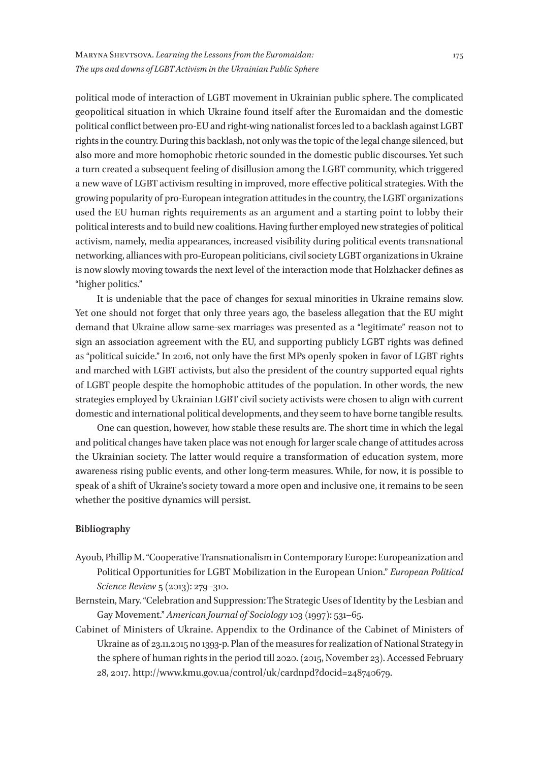political mode of interaction of LGBT movement in Ukrainian public sphere. The complicated geopolitical situation in which Ukraine found itself after the Euromaidan and the domestic political conflict between pro-EU and right-wing nationalist forces led to a backlash against LGBT rights in the country. During this backlash, not only was the topic of the legal change silenced, but also more and more homophobic rhetoric sounded in the domestic public discourses. Yet such a turn created a subsequent feeling of disillusion among the LGBT community, which triggered a new wave of LGBT activism resulting in improved, more effective political strategies. With the growing popularity of pro-European integration attitudes in the country, the LGBT organizations used the EU human rights requirements as an argument and a starting point to lobby their political interests and to build new coalitions. Having further employed new strategies of political activism, namely, media appearances, increased visibility during political events transnational networking, alliances with pro-European politicians, civil society LGBT organizations in Ukraine is now slowly moving towards the next level of the interaction mode that Holzhacker defines as "higher politics."

It is undeniable that the pace of changes for sexual minorities in Ukraine remains slow. Yet one should not forget that only three years ago, the baseless allegation that the EU might demand that Ukraine allow same-sex marriages was presented as a "legitimate" reason not to sign an association agreement with the EU, and supporting publicly LGBT rights was defined as "political suicide." In 2016, not only have the first MPs openly spoken in favor of LGBT rights and marched with LGBT activists, but also the president of the country supported equal rights of LGBT people despite the homophobic attitudes of the population. In other words, the new strategies employed by Ukrainian LGBT civil society activists were chosen to align with current domestic and international political developments, and they seem to have borne tangible results.

One can question, however, how stable these results are. The short time in which the legal and political changes have taken place was not enough for larger scale change of attitudes across the Ukrainian society. The latter would require a transformation of education system, more awareness rising public events, and other long-term measures. While, for now, it is possible to speak of a shift of Ukraine's society toward a more open and inclusive one, it remains to be seen whether the positive dynamics will persist.

## Bibliography

Ayoub, Phillip M. "Cooperative Transnationalism in Contemporary Europe: Europeanization and Political Opportunities for LGBT Mobilization in the European Union." *European Political Science Review* 5 (2013): 279–310.

Bernstein, Mary. "Celebration and Suppression: The Strategic Uses of Identity by the Lesbian and Gay Movement." *American Journal of Sociology* 103 (1997): 531–65.

Cabinet of Ministers of Ukraine. Appendix to the Ordinance of the Cabinet of Ministers of Ukraine as of 23.11.2015 no 1393-p. Plan of the measures for realization of National Strategy in the sphere of human rights in the period till 2020. (2015, November 23). Accessed February 28, 2017. http://www.kmu.gov.ua/control/uk/cardnpd?docid=248740679.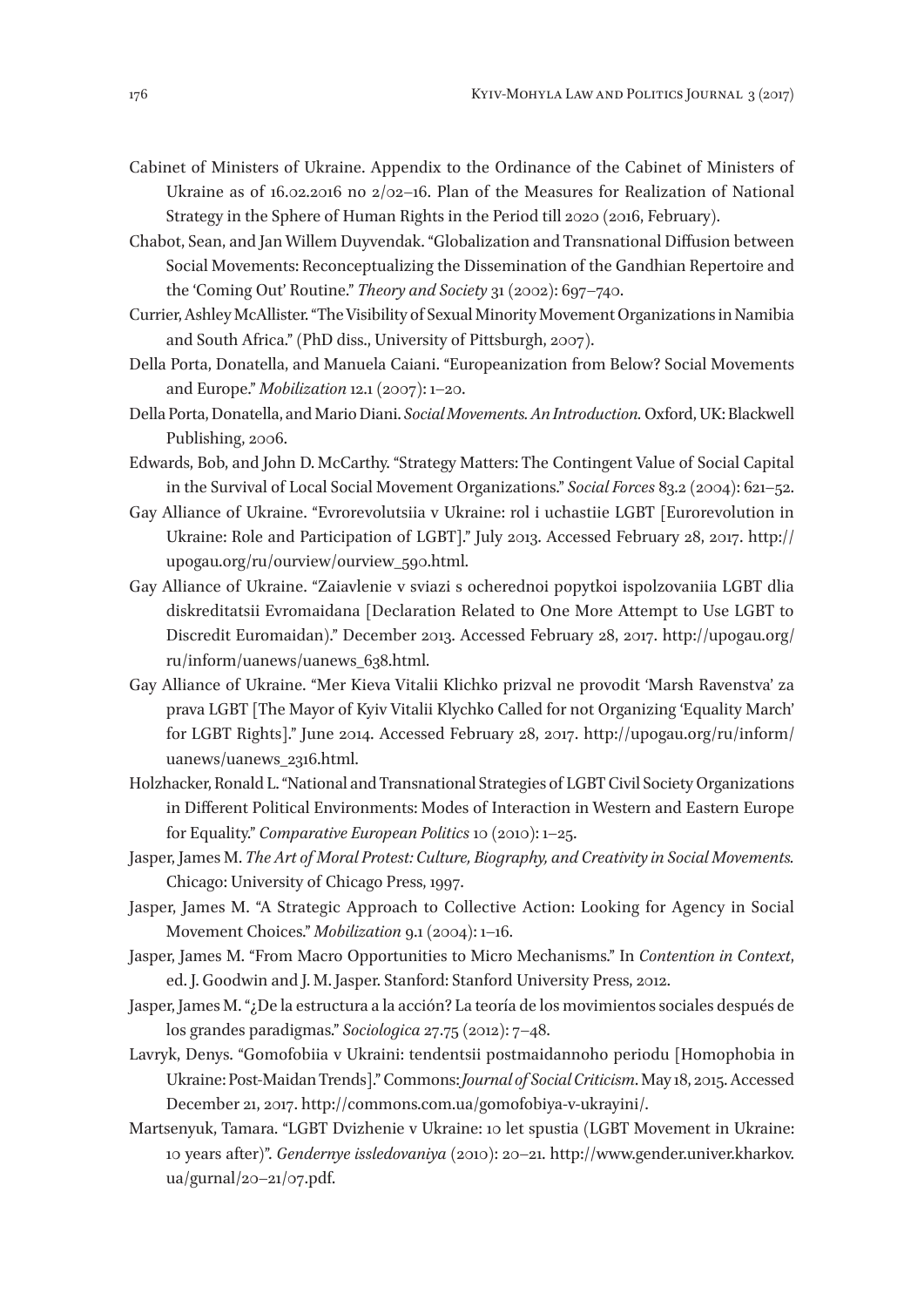Cabinet of Ministers of Ukraine. Appendix to the Ordinance of the Cabinet of Ministers of Ukraine as of 16.02.2016 no 2/02–16. Plan of the Measures for Realization of National Strategy in the Sphere of Human Rights in the Period till 2020 (2016, February).

Chabot, Sean, and Jan Willem Duyvendak. "Globalization and Transnational Diffusion between Social Movements: Reconceptualizing the Dissemination of the Gandhian Repertoire and the 'Coming Out' Routine." *Theory and Society* 31 (2002): 697–740.

Currier, Ashley McAllister. "The Visibility of Sexual Minority Movement Organizations in Namibia and South Africa." (PhD diss., University of Pittsburgh, 2007).

Della Porta, Donatella, and Manuela Caiani. "Europeanization from Below? Social Movements and Europe." *Mobilization* 12.1 (2007): 1–20.

Della Porta, Donatella, and Mario Diani. *Social Movements. An Introduction.* Oxford, UK: Blackwell Publishing, 2006.

Edwards, Bob, and John D. McCarthy. "Strategy Matters: The Contingent Value of Social Capital in the Survival of Local Social Movement Organizations." *Social Forces* 83.2 (2004): 621–52.

Gay Alliance of Ukraine. "Evrorevolutsiia v Ukraine: rol i uchastiie LGBT [Eurorevolution in Ukraine: Role and Participation of LGBT]." July 2013. Accessed February 28, 2017. http://upogau.org/ru/ourview/ourview_590.html.

Gay Alliance of Ukraine. "Zaiavlenie v sviazi s ocherednoi popytkoi ispolzovaniia LGBT dlia diskreditatsii Evromaidana [Declaration Related to One More Attempt to Use LGBT to Discredit Euromaidan)." December 2013. Accessed February 28, 2017. http://upogau.org/ru/inform/uanews/uanews_638.html.

Gay Alliance of Ukraine. "Mer Kieva Vitalii Klichko prizval ne provodit 'Marsh Ravenstva' za prava LGBT [The Mayor of Kyiv Vitalii Klychko Called for not Organizing 'Equality March' for LGBT Rights]." June 2014. Accessed February 28, 2017. http://upogau.org/ru/inform/uanews/uanews_2316.html.

Holzhacker, Ronald L. "National and Transnational Strategies of LGBT Civil Society Organizations in Different Political Environments: Modes of Interaction in Western and Eastern Europe for Equality." *Comparative European Politics* 10 (2010): 1–25.

Jasper, James M. *The Art of Moral Protest: Culture, Biography, and Creativity in Social Movements.* Chicago: University of Chicago Press, 1997.

Jasper, James M. "A Strategic Approach to Collective Action: Looking for Agency in Social Movement Choices." *Mobilization* 9.1 (2004): 1–16.

Jasper, James M. "From Macro Opportunities to Micro Mechanisms." In *Contention in Context*, ed. J. Goodwin and J. M. Jasper. Stanford: Stanford University Press, 2012.

Jasper, James M. "¿De la estructura a la acción? La teoría de los movimientos sociales después de los grandes paradigmas." *Sociologica* 27.75 (2012): 7–48.

Lavryk, Denys. "Gomofobiia v Ukraini: tendentsii postmaidannoho periodu [Homophobia in Ukraine: Post-Maidan Trends]." Commons: *Journal of Social Criticism*. May 18, 2015. Accessed December 21, 2017. http://commons.com.ua/gomofobiya-v-ukrayini/.

Martsenyuk, Tamara. "LGBT Dvizhenie v Ukraine: 10 let spustia (LGBT Movement in Ukraine: 10 years after)". *Gendernye issledovaniya* (2010): 20–21. http://www.gender.univer.kharkov.ua/gurnal/20–21/07.pdf.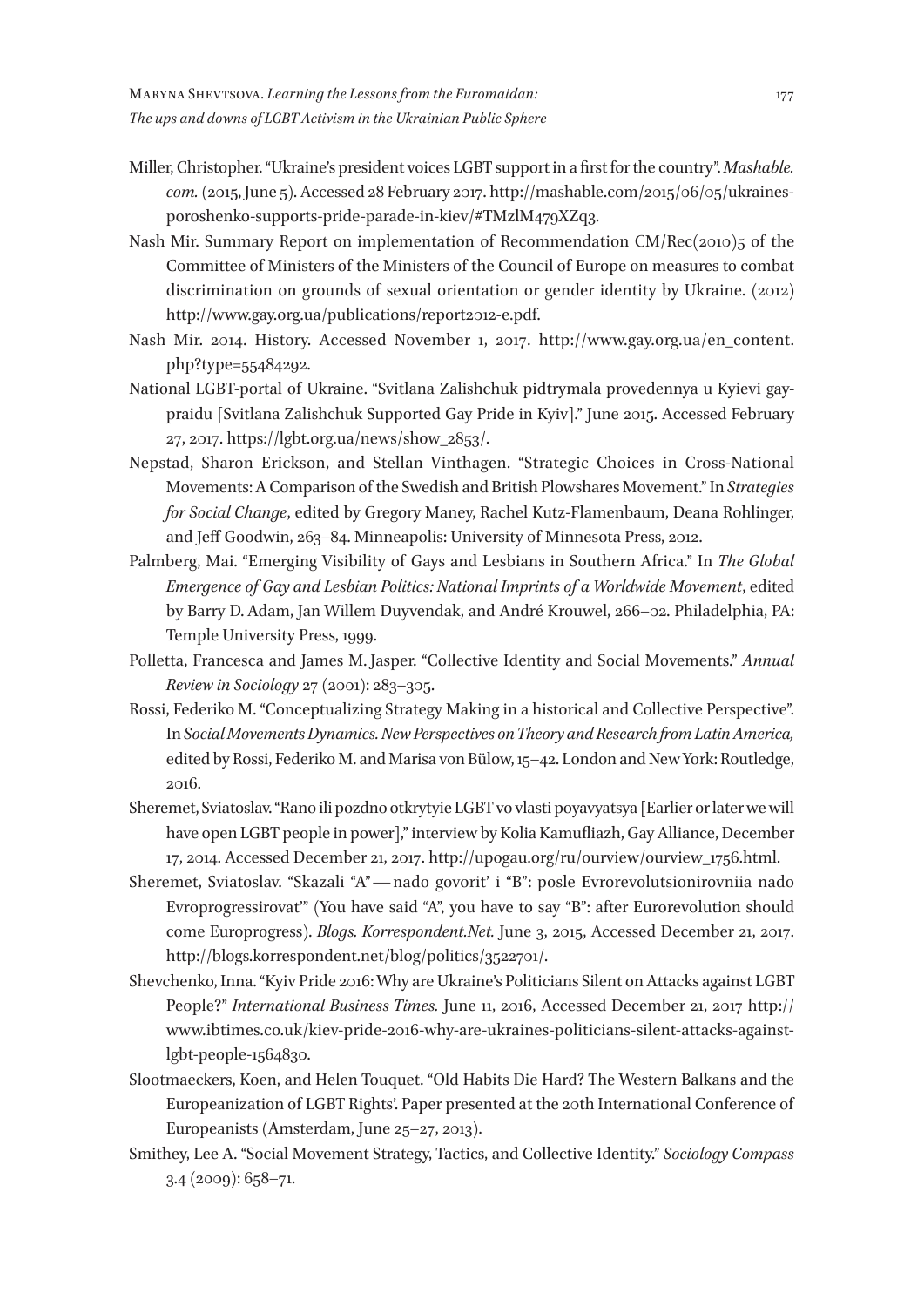Miller, Christopher. "Ukraine's president voices LGBT support in a first for the country". *Mashable.com.* (2015, June 5). Accessed 28 February 2017. http://mashable.com/2015/06/05/ukraines-poroshenko-supports-pride-parade-in-kiev/#TMzlM479XZq3.

Nash Mir. Summary Report on implementation of Recommendation CM/Rec(2010)5 of the Committee of Ministers of the Ministers of the Council of Europe on measures to combat discrimination on grounds of sexual orientation or gender identity by Ukraine. (2012) http://www.gay.org.ua/publications/report2012-e.pdf.

Nash Mir. 2014. History. Accessed November 1, 2017. http://www.gay.org.ua/en_content.php?type=55484292.

National LGBT-portal of Ukraine. "Svitlana Zalishchuk pidtrymala provedennya u Kyievi gay-praidu [Svitlana Zalishchuk Supported Gay Pride in Kyiv]." June 2015. Accessed February 27, 2017. https://lgbt.org.ua/news/show_2853/.

Nepstad, Sharon Erickson, and Stellan Vinthagen. "Strategic Choices in Cross-National Movements: A Comparison of the Swedish and British Plowshares Movement." In *Strategies for Social Change*, edited by Gregory Maney, Rachel Kutz-Flamenbaum, Deana Rohlinger, and Jeff Goodwin, 263–84. Minneapolis: University of Minnesota Press, 2012.

Palmberg, Mai. "Emerging Visibility of Gays and Lesbians in Southern Africa." In *The Global Emergence of Gay and Lesbian Politics: National Imprints of a Worldwide Movement*, edited by Barry D. Adam, Jan Willem Duyvendak, and André Krouwel, 266–02. Philadelphia, PA: Temple University Press, 1999.

Polletta, Francesca and James M. Jasper. "Collective Identity and Social Movements." *Annual Review in Sociology* 27 (2001): 283–305.

Rossi, Federiko M. "Conceptualizing Strategy Making in a historical and Collective Perspective". In *Social Movements Dynamics. New Perspectives on Theory and Research from Latin America,* edited by Rossi, Federiko M. and Marisa von Bülow, 15–42. London and New York: Routledge, 2016.

Sheremet, Sviatoslav. "Rano ili pozdno otkrytyie LGBT vo vlasti poyavyatsya [Earlier or later we will have open LGBT people in power]," interview by Kolia Kamufliazh, Gay Alliance, December 17, 2014. Accessed December 21, 2017. http://upogau.org/ru/ourview/ourview_1756.html.

Sheremet, Sviatoslav. "Skazali "A" — nado govorit' i "B": posle Evrorevolutsionirovniia nado Evroprogressirovat'" (You have said "A", you have to say "B": after Eurorevolution should come Europrogress). *Blogs. Korrespondent.Net.* June 3, 2015, Accessed December 21, 2017. http://blogs.korrespondent.net/blog/politics/3522701/.

Shevchenko, Inna. "Kyiv Pride 2016: Why are Ukraine's Politicians Silent on Attacks against LGBT People?" *International Business Times.* June 11, 2016, Accessed December 21, 2017 http://www.ibtimes.co.uk/kiev-pride-2016-why-are-ukraines-politicians-silent-attacks-against-lgbt-people-1564830.

Slootmaeckers, Koen, and Helen Touquet. "Old Habits Die Hard? The Western Balkans and the Europeanization of LGBT Rights'. Paper presented at the 20th International Conference of Europeanists (Amsterdam, June 25–27, 2013).

Smithey, Lee A. "Social Movement Strategy, Tactics, and Collective Identity." *Sociology Compass* 3.4 (2009): 658–71.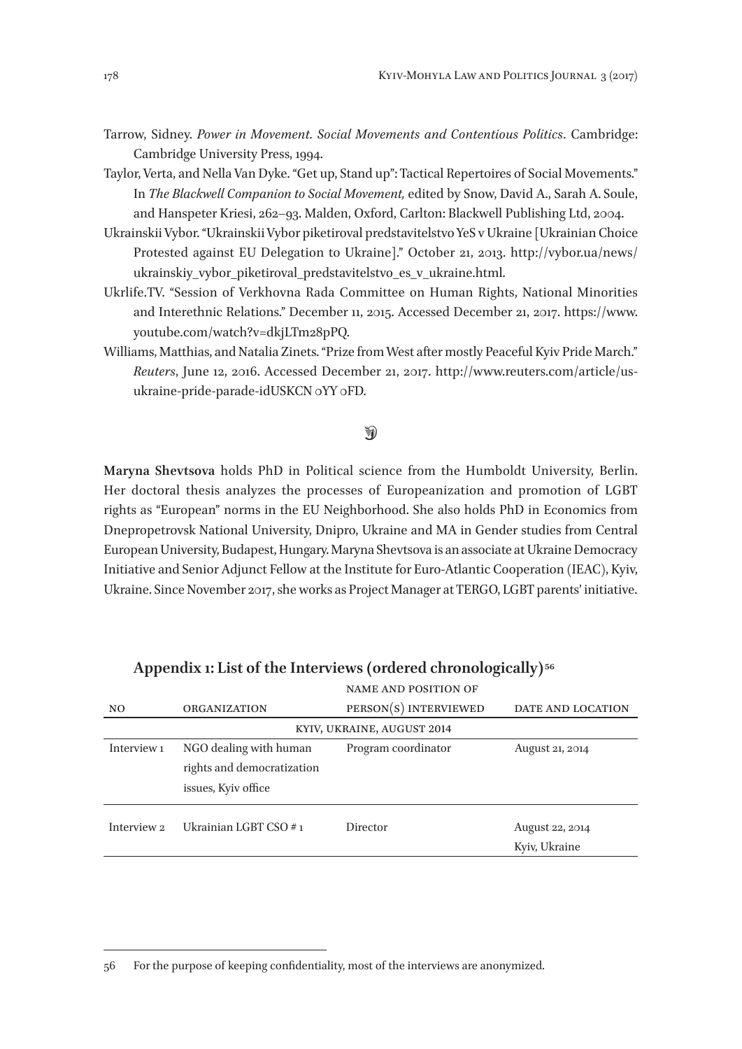Tarrow, Sidney. *Power in Movement. Social Movements and Contentious Politics*. Cambridge: Cambridge University Press, 1994.

Taylor, Verta, and Nella Van Dyke. "Get up, Stand up": Tactical Repertoires of Social Movements." In *The Blackwell Companion to Social Movement,* edited by Snow, David A., Sarah A. Soule, and Hanspeter Kriesi, 262–93. Malden, Oxford, Carlton: Blackwell Publishing Ltd, 2004.

Ukrainskii Vybor. "Ukrainskii Vybor piketiroval predstavitelstvo YeS v Ukraine [Ukrainian Choice Protested against EU Delegation to Ukraine]." October 21, 2013. http://vybor.ua/news/ukrainskiy_vybor_piketiroval_predstavitelstvo_es_v_ukraine.html.

Ukrlife.TV. "Session of Verkhovna Rada Committee on Human Rights, National Minorities and Interethnic Relations." December 11, 2015. Accessed December 21, 2017. https://www.youtube.com/watch?v=dkjLTm28pPQ.

Williams, Matthias, and Natalia Zinets. "Prize from West after mostly Peaceful Kyiv Pride March." *Reuters*, June 12, 2016. Accessed December 21, 2017. http://www.reuters.com/article/us-ukraine-pride-parade-idUSKCN 0YY 0FD.

**Maryna Shevtsova** holds PhD in Political science from the Humboldt University, Berlin. Her doctoral thesis analyzes the processes of Europeanization and promotion of LGBT rights as "European" norms in the EU Neighborhood. She also holds PhD in Economics from Dnepropetrovsk National University, Dnipro, Ukraine and MA in Gender studies from Central European University, Budapest, Hungary. Maryna Shevtsova is an associate at Ukraine Democracy Initiative and Senior Adjunct Fellow at the Institute for Euro-Atlantic Cooperation (IEAC), Kyiv, Ukraine. Since November 2017, she works as Project Manager at TERGO, LGBT parents' initiative.

## Appendix 1: List of the Interviews (ordered chronologically)[56]

| NO | ORGANIZATION | NAME AND POSITION OF PERSON(S) INTERVIEWED | DATE AND LOCATION |
|---|---|---|---|
| | | KYIV, UKRAINE, AUGUST 2014 | |
| Interview 1 | NGO dealing with human rights and democratization issues, Kyiv office | Program coordinator | August 21, 2014 |
| Interview 2 | Ukrainian LGBT CSO # 1 | Director | August 22, 2014 Kyiv, Ukraine |

56 For the purpose of keeping confidentiality, most of the interviews are anonymized.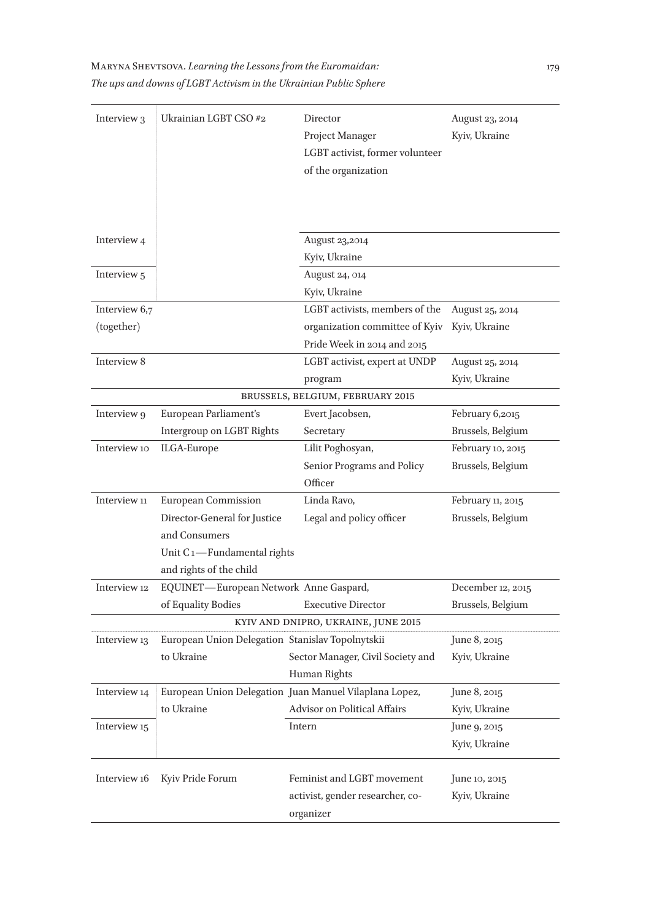| | | | |
|---|---|---|---|
| Interview 3 | Ukrainian LGBT CSO #2 | Director<br>Project Manager<br>LGBT activist, former volunteer of the organization | August 23, 2014<br>Kyiv, Ukraine |
| Interview 4 | | August 23,2014<br>Kyiv, Ukraine | |
| Interview 5 | | August 24, 014<br>Kyiv, Ukraine | |
| Interview 6,7 (together) | | LGBT activists, members of the organization committee of Kyiv Pride Week in 2014 and 2015 | August 25, 2014<br>Kyiv, Ukraine |
| Interview 8 | | LGBT activist, expert at UNDP program | August 25, 2014<br>Kyiv, Ukraine |
| | | BRUSSELS, BELGIUM, FEBRUARY 2015 | |
| Interview 9 | European Parliament's Intergroup on LGBT Rights | Evert Jacobsen,<br>Secretary | February 6,2015<br>Brussels, Belgium |
| Interview 10 | ILGA-Europe | Lilit Poghosyan,<br>Senior Programs and Policy Officer | February 10, 2015<br>Brussels, Belgium |
| Interview 11 | European Commission<br>Director-General for Justice and Consumers<br>Unit C1—Fundamental rights and rights of the child | Linda Ravo,<br>Legal and policy officer | February 11, 2015<br>Brussels, Belgium |
| Interview 12 | EQUINET—European Network of Equality Bodies | Anne Gaspard,<br>Executive Director | December 12, 2015<br>Brussels, Belgium |
| | | KYIV AND DNIPRO, UKRAINE, JUNE 2015 | |
| Interview 13 | European Union Delegation to Ukraine | Stanislav Topolnytskii<br>Sector Manager, Civil Society and Human Rights | June 8, 2015<br>Kyiv, Ukraine |
| Interview 14 | European Union Delegation to Ukraine | Juan Manuel Vilaplana Lopez,<br>Advisor on Political Affairs | June 8, 2015<br>Kyiv, Ukraine |
| Interview 15 | | Intern | June 9, 2015<br>Kyiv, Ukraine |
| Interview 16 | Kyiv Pride Forum | Feminist and LGBT movement activist, gender researcher, co-organizer | June 10, 2015<br>Kyiv, Ukraine |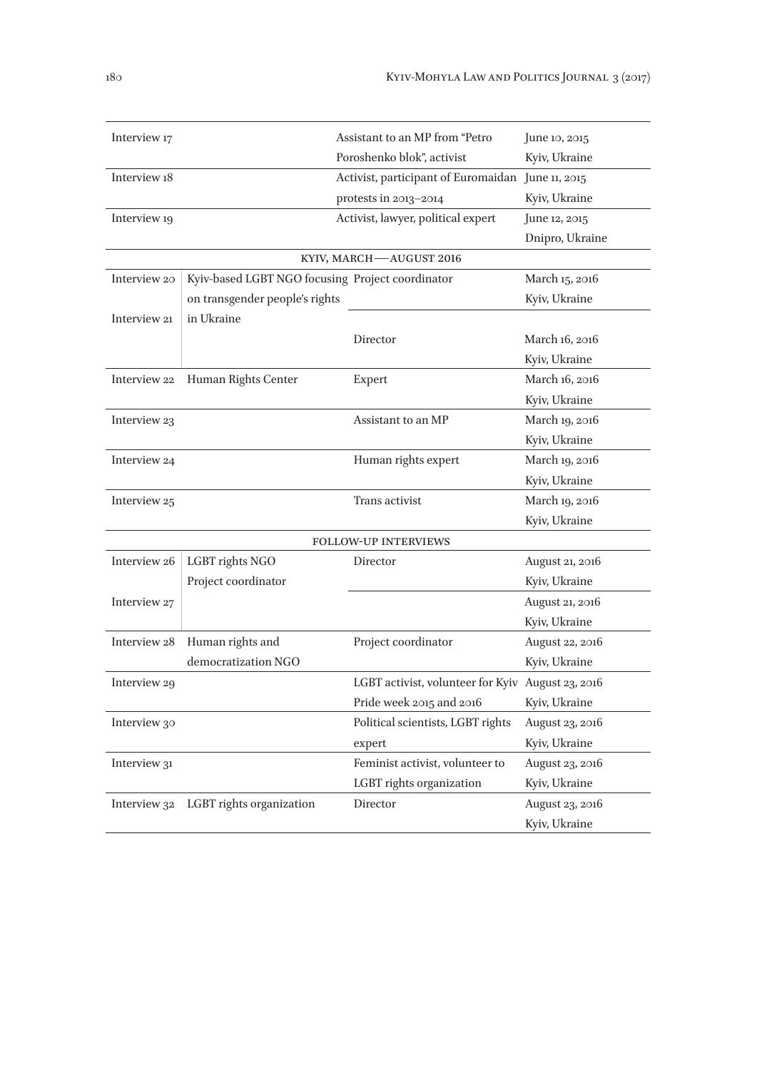| | | | |
|---|---|---|---|
| Interview 17 | | Assistant to an MP from "Petro Poroshenko blok", activist | June 10, 2015 Kyiv, Ukraine |
| Interview 18 | | Activist, participant of Euromaidan protests in 2013–2014 | June 11, 2015 Kyiv, Ukraine |
| Interview 19 | | Activist, lawyer, political expert | June 12, 2015 Dnipro, Ukraine |
| | | KYIV, MARCH — AUGUST 2016 | |
| Interview 20 | Kyiv-based LGBT NGO focusing on transgender people's rights in Ukraine | Project coordinator | March 15, 2016 Kyiv, Ukraine |
| Interview 21 | | Director | March 16, 2016 Kyiv, Ukraine |
| Interview 22 | Human Rights Center | Expert | March 16, 2016 Kyiv, Ukraine |
| Interview 23 | | Assistant to an MP | March 19, 2016 Kyiv, Ukraine |
| Interview 24 | | Human rights expert | March 19, 2016 Kyiv, Ukraine |
| Interview 25 | | Trans activist | March 19, 2016 Kyiv, Ukraine |
| | | FOLLOW-UP INTERVIEWS | |
| Interview 26 | LGBT rights NGO Project coordinator | Director | August 21, 2016 Kyiv, Ukraine |
| Interview 27 | | | August 21, 2016 Kyiv, Ukraine |
| Interview 28 | Human rights and democratization NGO | Project coordinator | August 22, 2016 Kyiv, Ukraine |
| Interview 29 | | LGBT activist, volunteer for Kyiv Pride week 2015 and 2016 | August 23, 2016 Kyiv, Ukraine |
| Interview 30 | | Political scientists, LGBT rights expert | August 23, 2016 Kyiv, Ukraine |
| Interview 31 | | Feminist activist, volunteer to LGBT rights organization | August 23, 2016 Kyiv, Ukraine |
| Interview 32 | LGBT rights organization | Director | August 23, 2016 Kyiv, Ukraine |